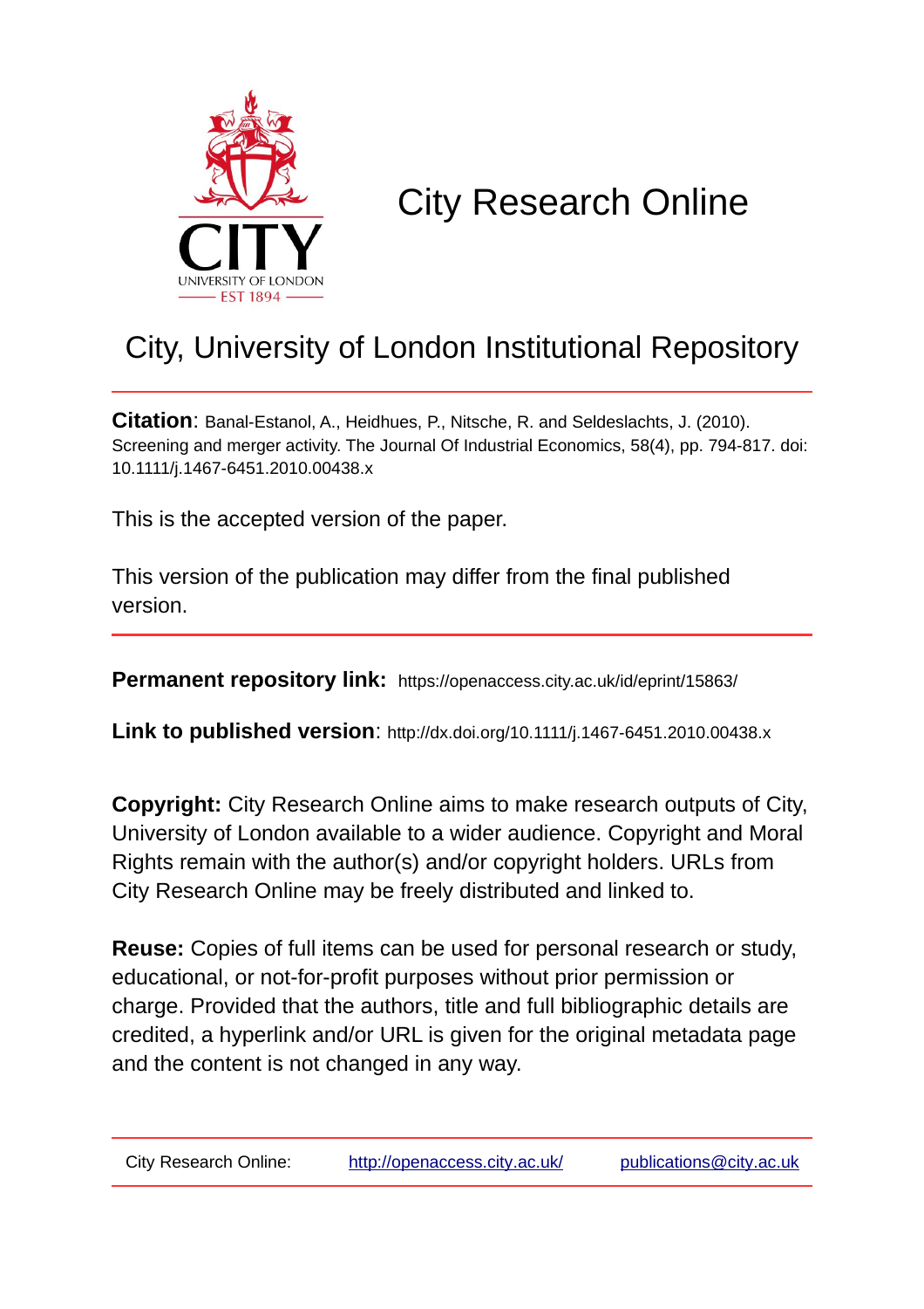# City Research Online

## City, University of London Institutional Repository

**Citation**: Banal-Estanol, A., Heidhues, P., Nitsche, R. and Seldeslachts, J. (2010). Screening and merger activity. The Journal Of Industrial Economics, 58(4), pp. 794-817. doi: 10.1111/j.1467-6451.2010.00438.x

This is the accepted version of the paper.

This version of the publication may differ from the final published version.

**Permanent repository link:** https://openaccess.city.ac.uk/id/eprint/15863/

**Link to published version**: http://dx.doi.org/10.1111/j.1467-6451.2010.00438.x

**Copyright:** City Research Online aims to make research outputs of City, University of London available to a wider audience. Copyright and Moral Rights remain with the author(s) and/or copyright holders. URLs from City Research Online may be freely distributed and linked to.

**Reuse:** Copies of full items can be used for personal research or study, educational, or not-for-profit purposes without prior permission or charge. Provided that the authors, title and full bibliographic details are credited, a hyperlink and/or URL is given for the original metadata page and the content is not changed in any way.

City Research Online: http://openaccess.city.ac.uk/ publications@city.ac.uk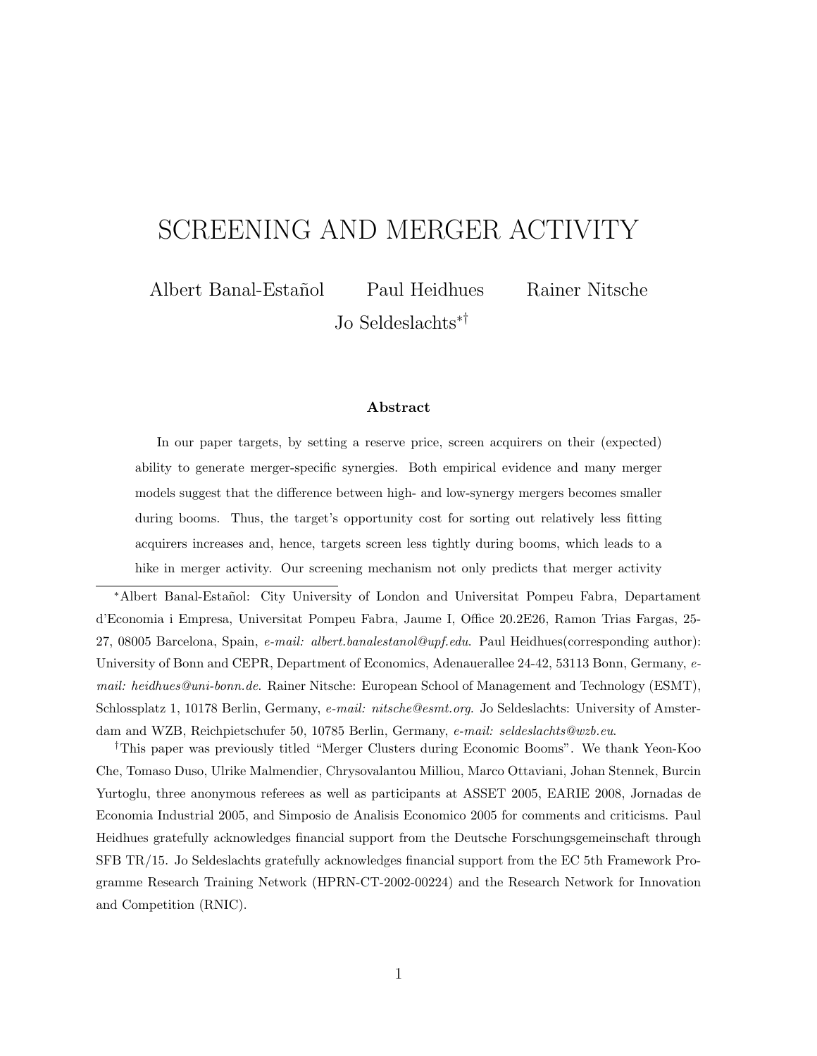# SCREENING AND MERGER ACTIVITY

Albert Banal-Estañol  Paul Heidhues  Rainer Nitsche

Jo Seldeslachts[*†]

### Abstract

In our paper targets, by setting a reserve price, screen acquirers on their (expected) ability to generate merger-specific synergies. Both empirical evidence and many merger models suggest that the difference between high- and low-synergy mergers becomes smaller during booms. Thus, the target's opportunity cost for sorting out relatively less fitting acquirers increases and, hence, targets screen less tightly during booms, which leads to a hike in merger activity. Our screening mechanism not only predicts that merger activity

---

[*]Albert Banal-Estañol: City University of London and Universitat Pompeu Fabra, Departament d'Economia i Empresa, Universitat Pompeu Fabra, Jaume I, Office 20.2E26, Ramon Trias Fargas, 25-27, 08005 Barcelona, Spain, *e-mail: albert.banalestanol@upf.edu*. Paul Heidhues(corresponding author): University of Bonn and CEPR, Department of Economics, Adenauerallee 24-42, 53113 Bonn, Germany, *e-mail: heidhues@uni-bonn.de*. Rainer Nitsche: European School of Management and Technology (ESMT), Schlossplatz 1, 10178 Berlin, Germany, *e-mail: nitsche@esmt.org*. Jo Seldeslachts: University of Amsterdam and WZB, Reichpietschufer 50, 10785 Berlin, Germany, *e-mail: seldeslachts@wzb.eu*.

[†]This paper was previously titled "Merger Clusters during Economic Booms". We thank Yeon-Koo Che, Tomaso Duso, Ulrike Malmendier, Chrysovalantou Milliou, Marco Ottaviani, Johan Stennek, Burcin Yurtoglu, three anonymous referees as well as participants at ASSET 2005, EARIE 2008, Jornadas de Economia Industrial 2005, and Simposio de Analisis Economico 2005 for comments and criticisms. Paul Heidhues gratefully acknowledges financial support from the Deutsche Forschungsgemeinschaft through SFB TR/15. Jo Seldeslachts gratefully acknowledges financial support from the EC 5th Framework Programme Research Training Network (HPRN-CT-2002-00224) and the Research Network for Innovation and Competition (RNIC).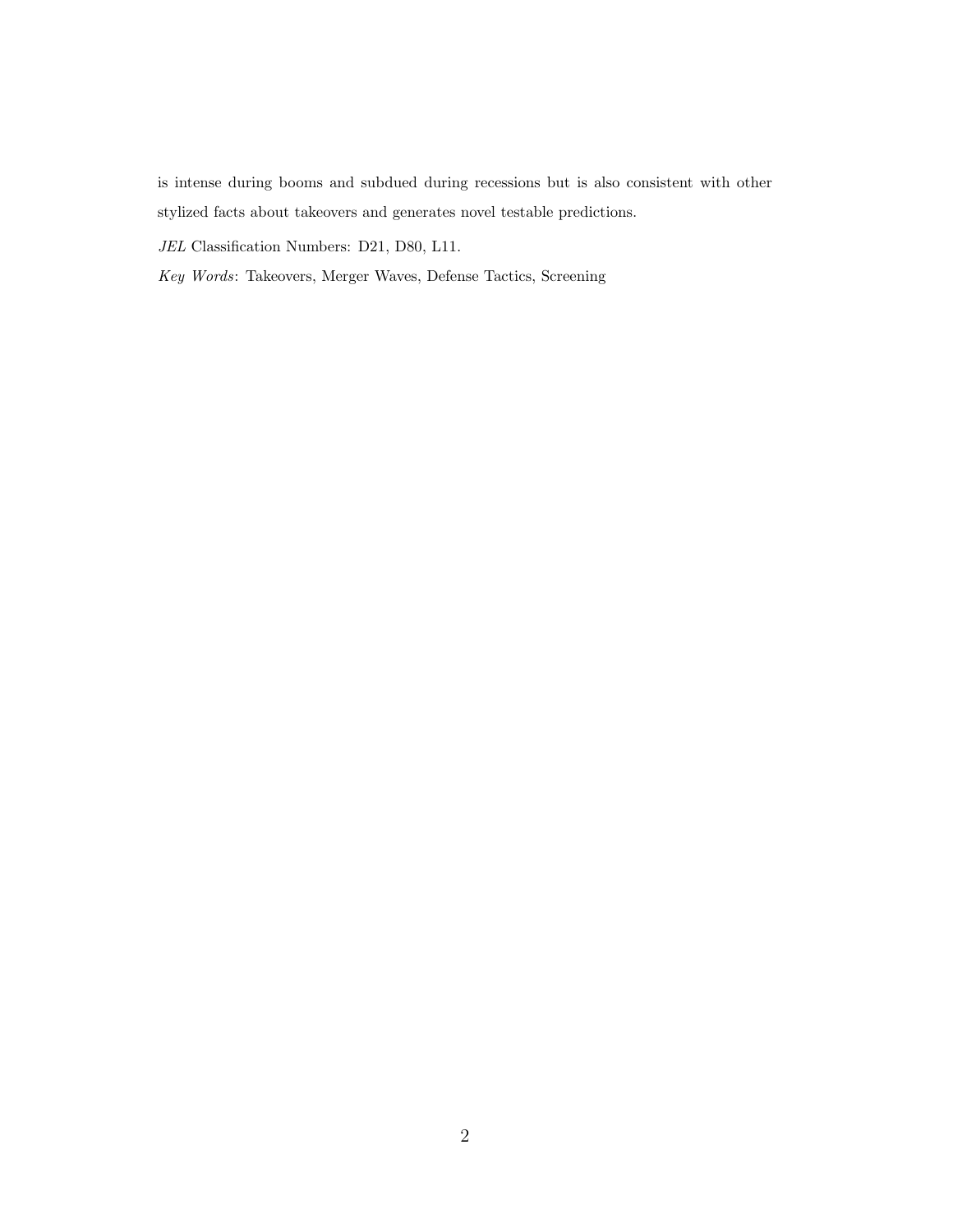is intense during booms and subdued during recessions but is also consistent with other stylized facts about takeovers and generates novel testable predictions.

*JEL* Classification Numbers: D21, D80, L11.

*Key Words*: Takeovers, Merger Waves, Defense Tactics, Screening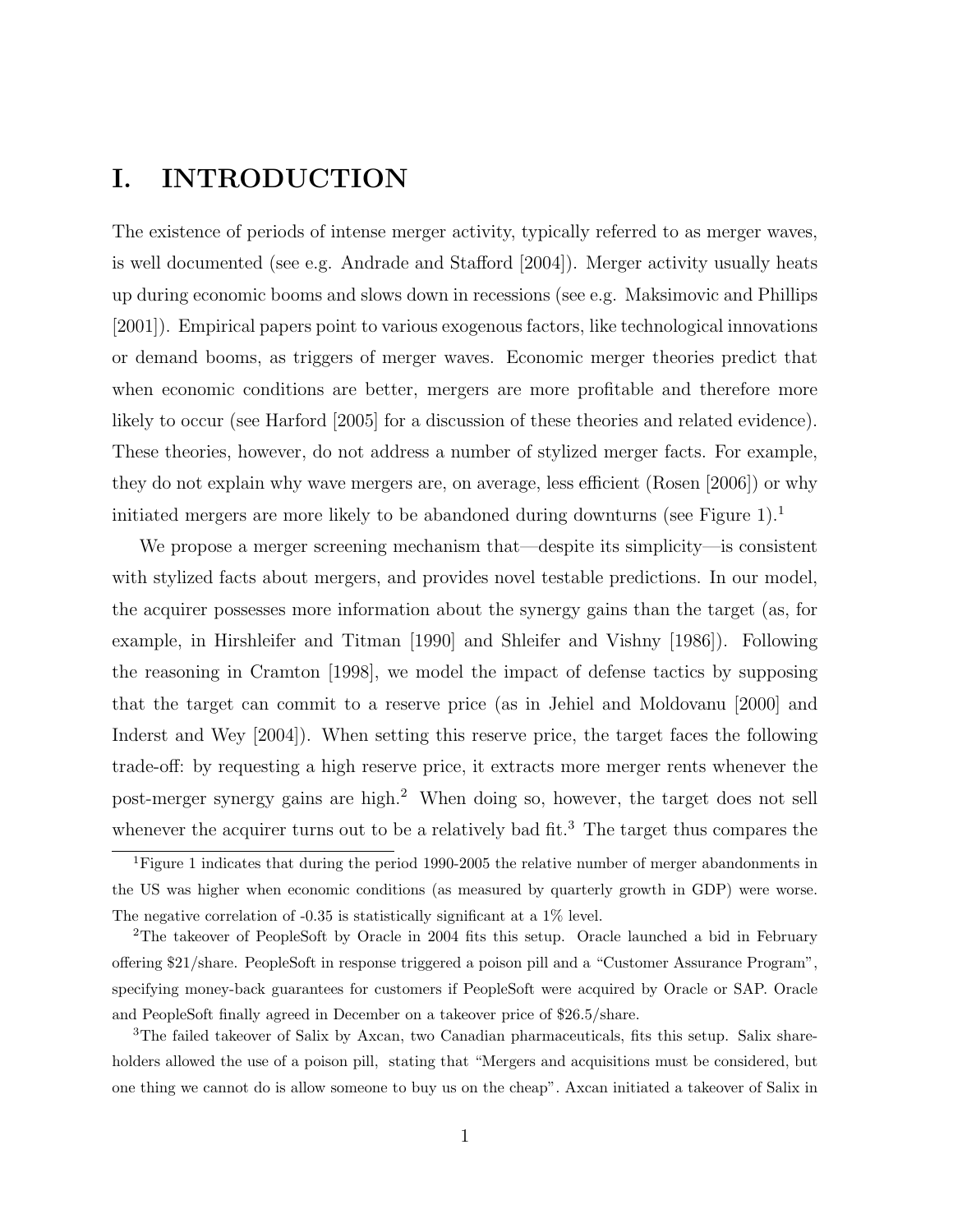# I. INTRODUCTION

The existence of periods of intense merger activity, typically referred to as merger waves, is well documented (see e.g. Andrade and Stafford [2004]). Merger activity usually heats up during economic booms and slows down in recessions (see e.g. Maksimovic and Phillips [2001]). Empirical papers point to various exogenous factors, like technological innovations or demand booms, as triggers of merger waves. Economic merger theories predict that when economic conditions are better, mergers are more profitable and therefore more likely to occur (see Harford [2005] for a discussion of these theories and related evidence). These theories, however, do not address a number of stylized merger facts. For example, they do not explain why wave mergers are, on average, less efficient (Rosen [2006]) or why initiated mergers are more likely to be abandoned during downturns (see Figure 1).[1]

We propose a merger screening mechanism that—despite its simplicity—is consistent with stylized facts about mergers, and provides novel testable predictions. In our model, the acquirer possesses more information about the synergy gains than the target (as, for example, in Hirshleifer and Titman [1990] and Shleifer and Vishny [1986]). Following the reasoning in Cramton [1998], we model the impact of defense tactics by supposing that the target can commit to a reserve price (as in Jehiel and Moldovanu [2000] and Inderst and Wey [2004]). When setting this reserve price, the target faces the following trade-off: by requesting a high reserve price, it extracts more merger rents whenever the post-merger synergy gains are high.[2] When doing so, however, the target does not sell whenever the acquirer turns out to be a relatively bad fit.[3] The target thus compares the

[1] Figure 1 indicates that during the period 1990-2005 the relative number of merger abandonments in the US was higher when economic conditions (as measured by quarterly growth in GDP) were worse. The negative correlation of -0.35 is statistically significant at a 1% level.

[2] The takeover of PeopleSoft by Oracle in 2004 fits this setup. Oracle launched a bid in February offering \$21/share. PeopleSoft in response triggered a poison pill and a "Customer Assurance Program", specifying money-back guarantees for customers if PeopleSoft were acquired by Oracle or SAP. Oracle and PeopleSoft finally agreed in December on a takeover price of \$26.5/share.

[3] The failed takeover of Salix by Axcan, two Canadian pharmaceuticals, fits this setup. Salix shareholders allowed the use of a poison pill, stating that "Mergers and acquisitions must be considered, but one thing we cannot do is allow someone to buy us on the cheap". Axcan initiated a takeover of Salix in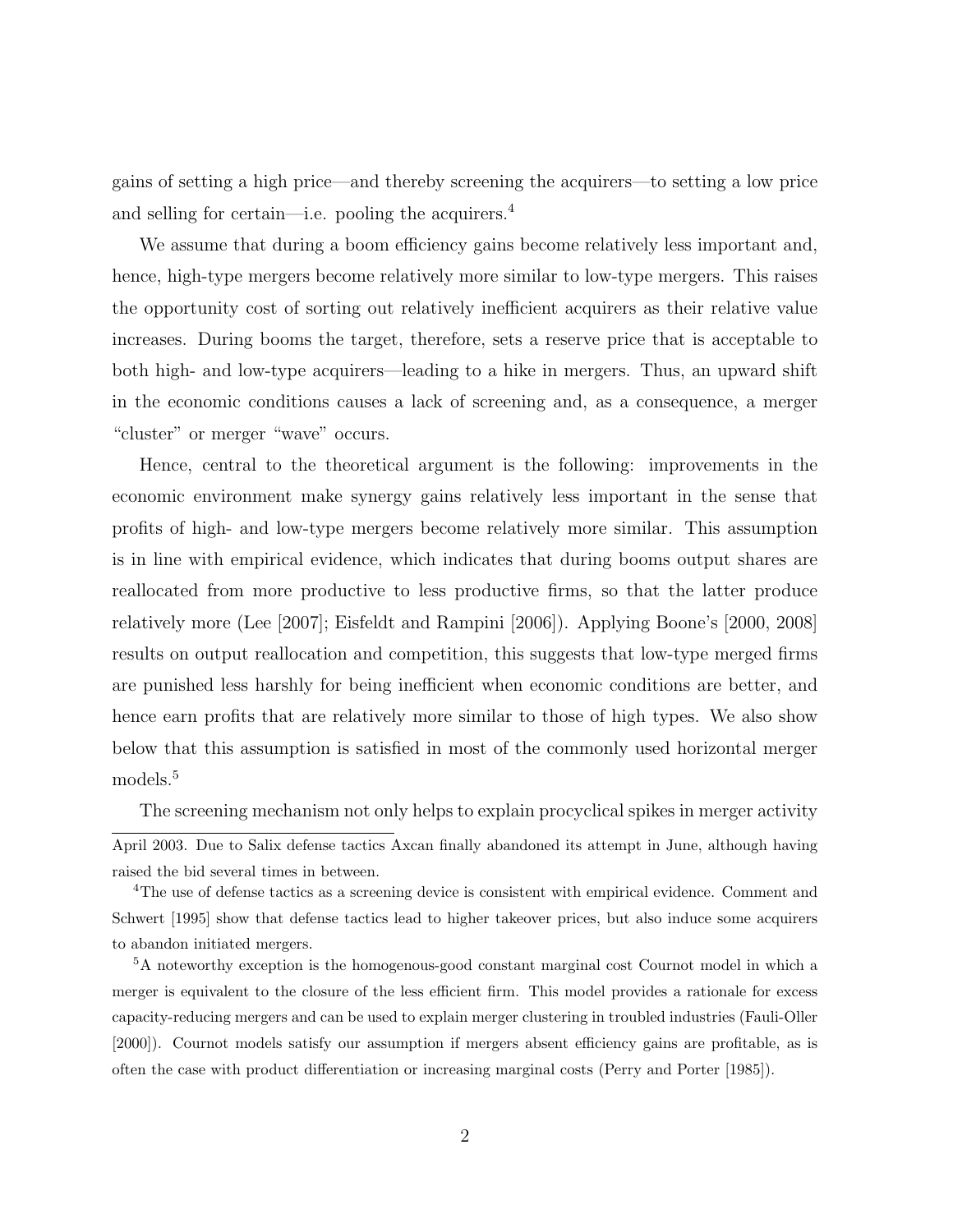gains of setting a high price—and thereby screening the acquirers—to setting a low price and selling for certain—i.e. pooling the acquirers.[4]

We assume that during a boom efficiency gains become relatively less important and, hence, high-type mergers become relatively more similar to low-type mergers. This raises the opportunity cost of sorting out relatively inefficient acquirers as their relative value increases. During booms the target, therefore, sets a reserve price that is acceptable to both high- and low-type acquirers—leading to a hike in mergers. Thus, an upward shift in the economic conditions causes a lack of screening and, as a consequence, a merger "cluster" or merger "wave" occurs.

Hence, central to the theoretical argument is the following: improvements in the economic environment make synergy gains relatively less important in the sense that profits of high- and low-type mergers become relatively more similar. This assumption is in line with empirical evidence, which indicates that during booms output shares are reallocated from more productive to less productive firms, so that the latter produce relatively more (Lee [2007]; Eisfeldt and Rampini [2006]). Applying Boone's [2000, 2008] results on output reallocation and competition, this suggests that low-type merged firms are punished less harshly for being inefficient when economic conditions are better, and hence earn profits that are relatively more similar to those of high types. We also show below that this assumption is satisfied in most of the commonly used horizontal merger models.[5]

The screening mechanism not only helps to explain procyclical spikes in merger activity

---

April 2003. Due to Salix defense tactics Axcan finally abandoned its attempt in June, although having raised the bid several times in between.

[4] The use of defense tactics as a screening device is consistent with empirical evidence. Comment and Schwert [1995] show that defense tactics lead to higher takeover prices, but also induce some acquirers to abandon initiated mergers.

[5] A noteworthy exception is the homogenous-good constant marginal cost Cournot model in which a merger is equivalent to the closure of the less efficient firm. This model provides a rationale for excess capacity-reducing mergers and can be used to explain merger clustering in troubled industries (Fauli-Oller [2000]). Cournot models satisfy our assumption if mergers absent efficiency gains are profitable, as is often the case with product differentiation or increasing marginal costs (Perry and Porter [1985]).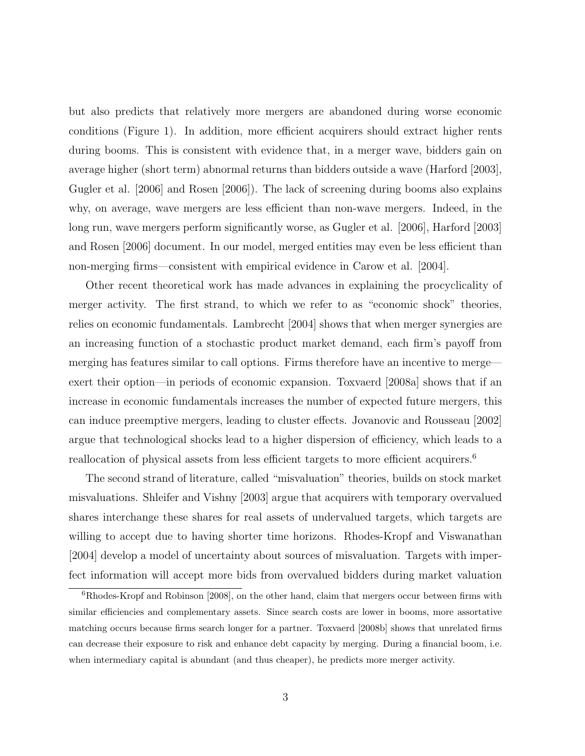but also predicts that relatively more mergers are abandoned during worse economic conditions (Figure 1). In addition, more efficient acquirers should extract higher rents during booms. This is consistent with evidence that, in a merger wave, bidders gain on average higher (short term) abnormal returns than bidders outside a wave (Harford [2003], Gugler et al. [2006] and Rosen [2006]). The lack of screening during booms also explains why, on average, wave mergers are less efficient than non-wave mergers. Indeed, in the long run, wave mergers perform significantly worse, as Gugler et al. [2006], Harford [2003] and Rosen [2006] document. In our model, merged entities may even be less efficient than non-merging firms—consistent with empirical evidence in Carow et al. [2004].

Other recent theoretical work has made advances in explaining the procyclicality of merger activity. The first strand, to which we refer to as "economic shock" theories, relies on economic fundamentals. Lambrecht [2004] shows that when merger synergies are an increasing function of a stochastic product market demand, each firm's payoff from merging has features similar to call options. Firms therefore have an incentive to merge—exert their option—in periods of economic expansion. Toxvaerd [2008a] shows that if an increase in economic fundamentals increases the number of expected future mergers, this can induce preemptive mergers, leading to cluster effects. Jovanovic and Rousseau [2002] argue that technological shocks lead to a higher dispersion of efficiency, which leads to a reallocation of physical assets from less efficient targets to more efficient acquirers.[6]

The second strand of literature, called "misvaluation" theories, builds on stock market misvaluations. Shleifer and Vishny [2003] argue that acquirers with temporary overvalued shares interchange these shares for real assets of undervalued targets, which targets are willing to accept due to having shorter time horizons. Rhodes-Kropf and Viswanathan [2004] develop a model of uncertainty about sources of misvaluation. Targets with imperfect information will accept more bids from overvalued bidders during market valuation

[6] Rhodes-Kropf and Robinson [2008], on the other hand, claim that mergers occur between firms with similar efficiencies and complementary assets. Since search costs are lower in booms, more assortative matching occurs because firms search longer for a partner. Toxvaerd [2008b] shows that unrelated firms can decrease their exposure to risk and enhance debt capacity by merging. During a financial boom, i.e. when intermediary capital is abundant (and thus cheaper), he predicts more merger activity.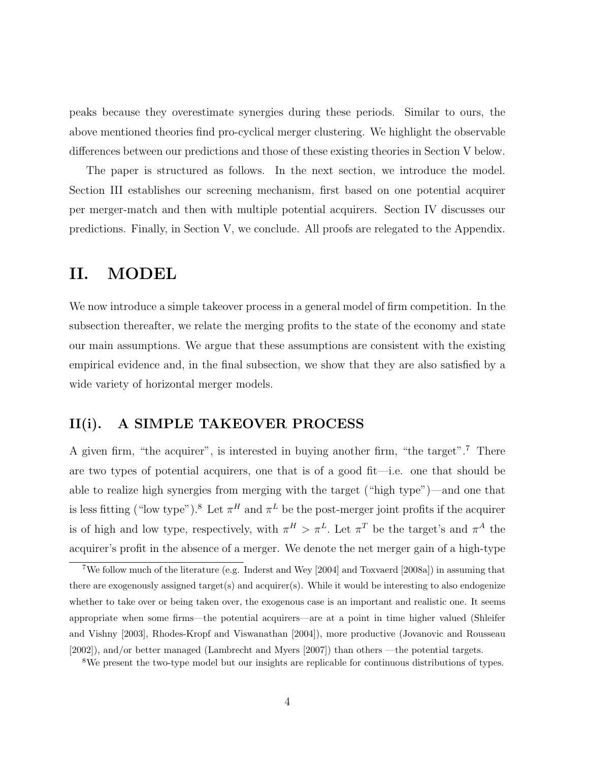peaks because they overestimate synergies during these periods. Similar to ours, the above mentioned theories find pro-cyclical merger clustering. We highlight the observable differences between our predictions and those of these existing theories in Section V below.

The paper is structured as follows. In the next section, we introduce the model. Section III establishes our screening mechanism, first based on one potential acquirer per merger-match and then with multiple potential acquirers. Section IV discusses our predictions. Finally, in Section V, we conclude. All proofs are relegated to the Appendix.

# II. MODEL

We now introduce a simple takeover process in a general model of firm competition. In the subsection thereafter, we relate the merging profits to the state of the economy and state our main assumptions. We argue that these assumptions are consistent with the existing empirical evidence and, in the final subsection, we show that they are also satisfied by a wide variety of horizontal merger models.

## II(i). A SIMPLE TAKEOVER PROCESS

A given firm, "the acquirer", is interested in buying another firm, "the target".[7] There are two types of potential acquirers, one that is of a good fit—i.e. one that should be able to realize high synergies from merging with the target ("high type")—and one that is less fitting ("low type").[8] Let $\pi^H$ and $\pi^L$ be the post-merger joint profits if the acquirer is of high and low type, respectively, with $\pi^H > \pi^L$. Let $\pi^T$ be the target's and $\pi^A$ the acquirer's profit in the absence of a merger. We denote the net merger gain of a high-type

[7] We follow much of the literature (e.g. Inderst and Wey [2004] and Toxvaerd [2008a]) in assuming that there are exogenously assigned target(s) and acquirer(s). While it would be interesting to also endogenize whether to take over or being taken over, the exogenous case is an important and realistic one. It seems appropriate when some firms—the potential acquirers—are at a point in time higher valued (Shleifer and Vishny [2003], Rhodes-Kropf and Viswanathan [2004]), more productive (Jovanovic and Rousseau [2002]), and/or better managed (Lambrecht and Myers [2007]) than others —the potential targets.

[8] We present the two-type model but our insights are replicable for continuous distributions of types.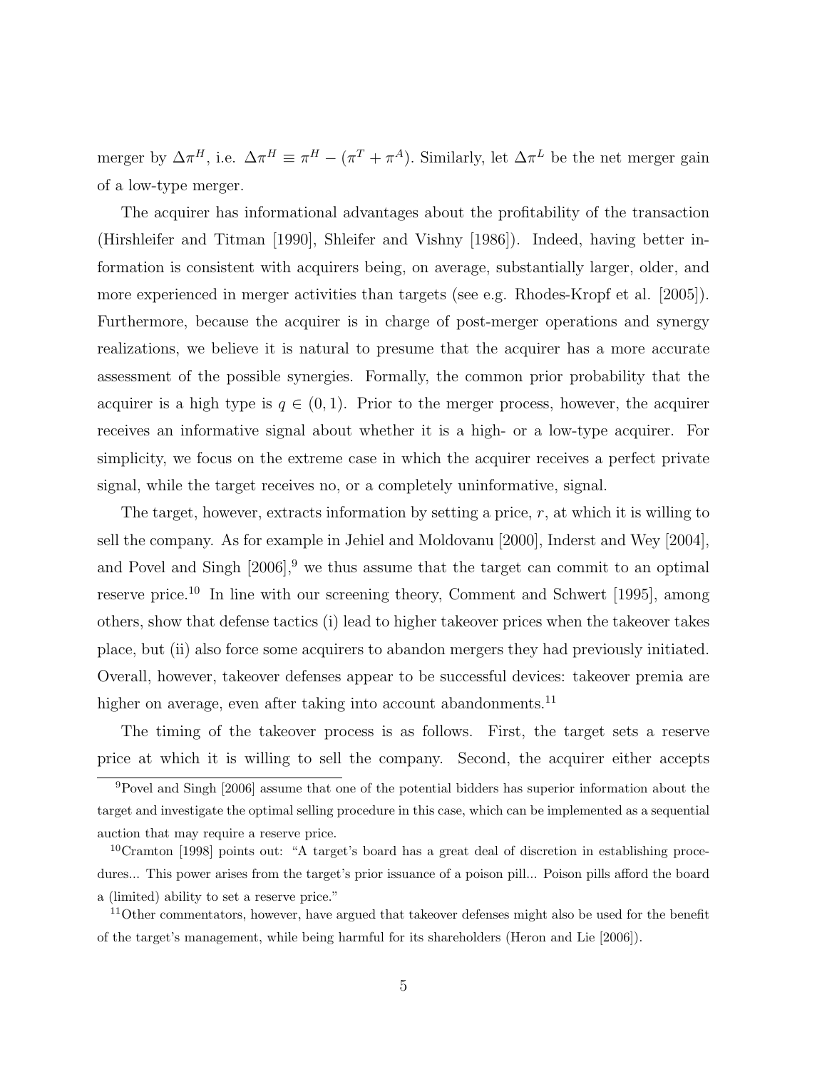merger by $\Delta\pi^H$, i.e. $\Delta\pi^H \equiv \pi^H - (\pi^T + \pi^A)$. Similarly, let $\Delta\pi^L$ be the net merger gain of a low-type merger.

The acquirer has informational advantages about the profitability of the transaction (Hirshleifer and Titman [1990], Shleifer and Vishny [1986]). Indeed, having better information is consistent with acquirers being, on average, substantially larger, older, and more experienced in merger activities than targets (see e.g. Rhodes-Kropf et al. [2005]). Furthermore, because the acquirer is in charge of post-merger operations and synergy realizations, we believe it is natural to presume that the acquirer has a more accurate assessment of the possible synergies. Formally, the common prior probability that the acquirer is a high type is $q \in (0, 1)$. Prior to the merger process, however, the acquirer receives an informative signal about whether it is a high- or a low-type acquirer. For simplicity, we focus on the extreme case in which the acquirer receives a perfect private signal, while the target receives no, or a completely uninformative, signal.

The target, however, extracts information by setting a price, $r$, at which it is willing to sell the company. As for example in Jehiel and Moldovanu [2000], Inderst and Wey [2004], and Povel and Singh [2006],[9] we thus assume that the target can commit to an optimal reserve price.[10] In line with our screening theory, Comment and Schwert [1995], among others, show that defense tactics (i) lead to higher takeover prices when the takeover takes place, but (ii) also force some acquirers to abandon mergers they had previously initiated. Overall, however, takeover defenses appear to be successful devices: takeover premia are higher on average, even after taking into account abandonments.[11]

The timing of the takeover process is as follows. First, the target sets a reserve price at which it is willing to sell the company. Second, the acquirer either accepts

[9] Povel and Singh [2006] assume that one of the potential bidders has superior information about the target and investigate the optimal selling procedure in this case, which can be implemented as a sequential auction that may require a reserve price.

[10] Cramton [1998] points out: "A target's board has a great deal of discretion in establishing procedures... This power arises from the target's prior issuance of a poison pill... Poison pills afford the board a (limited) ability to set a reserve price."

[11] Other commentators, however, have argued that takeover defenses might also be used for the benefit of the target's management, while being harmful for its shareholders (Heron and Lie [2006]).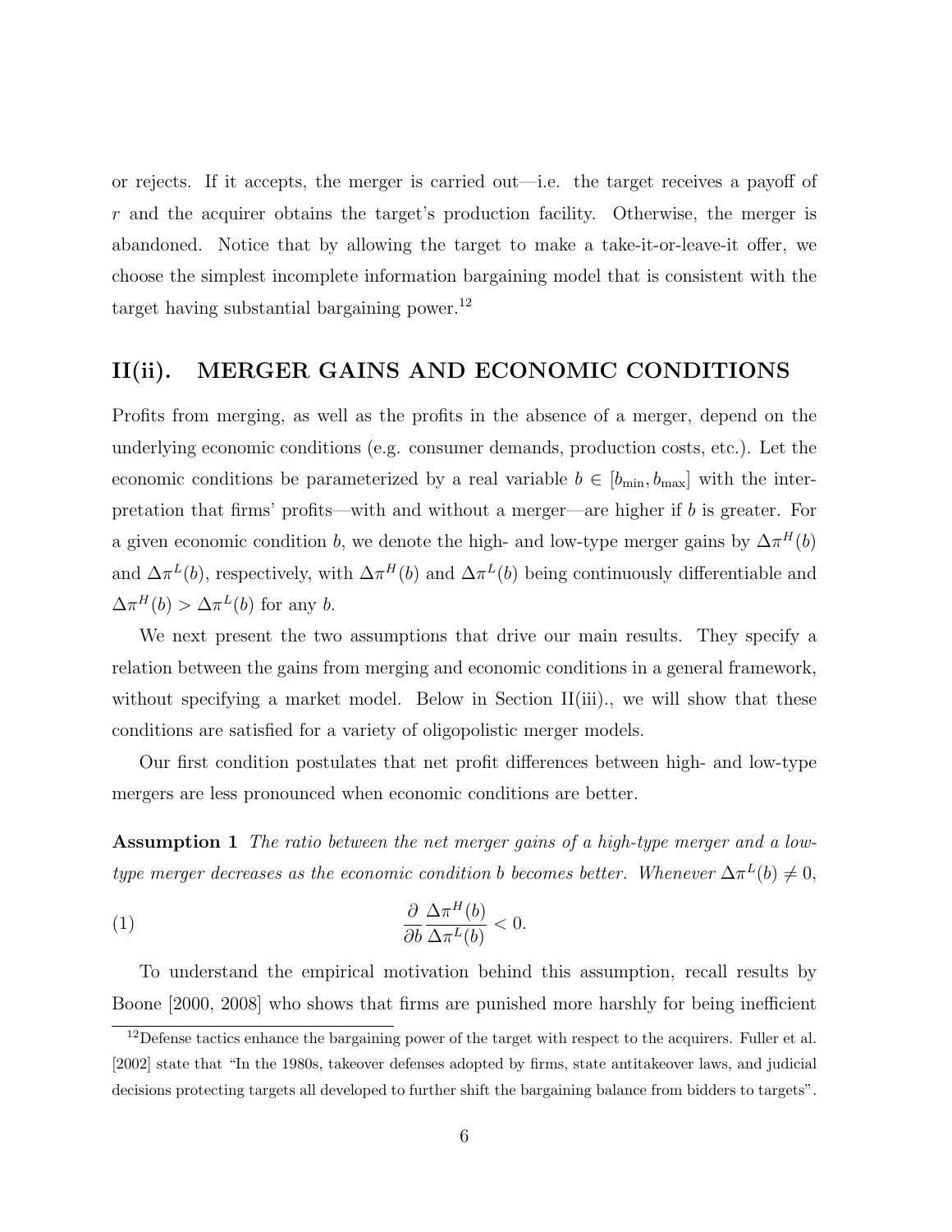or rejects. If it accepts, the merger is carried out—i.e. the target receives a payoff of $r$ and the acquirer obtains the target's production facility. Otherwise, the merger is abandoned. Notice that by allowing the target to make a take-it-or-leave-it offer, we choose the simplest incomplete information bargaining model that is consistent with the target having substantial bargaining power.[12]

## II(ii). MERGER GAINS AND ECONOMIC CONDITIONS

Profits from merging, as well as the profits in the absence of a merger, depend on the underlying economic conditions (e.g. consumer demands, production costs, etc.). Let the economic conditions be parameterized by a real variable $b \in [b_{\min}, b_{\max}]$ with the interpretation that firms' profits—with and without a merger—are higher if $b$ is greater. For a given economic condition $b$, we denote the high- and low-type merger gains by $\Delta\pi^H(b)$ and $\Delta\pi^L(b)$, respectively, with $\Delta\pi^H(b)$ and $\Delta\pi^L(b)$ being continuously differentiable and $\Delta\pi^H(b) > \Delta\pi^L(b)$ for any $b$.

We next present the two assumptions that drive our main results. They specify a relation between the gains from merging and economic conditions in a general framework, without specifying a market model. Below in Section II(iii)., we will show that these conditions are satisfied for a variety of oligopolistic merger models.

Our first condition postulates that net profit differences between high- and low-type mergers are less pronounced when economic conditions are better.

**Assumption 1** *The ratio between the net merger gains of a high-type merger and a low-type merger decreases as the economic condition $b$ becomes better. Whenever $\Delta\pi^L(b) \neq 0$,*

$$\frac{\partial}{\partial b}\frac{\Delta\pi^H(b)}{\Delta\pi^L(b)} < 0. \tag{1}$$

To understand the empirical motivation behind this assumption, recall results by Boone [2000, 2008] who shows that firms are punished more harshly for being inefficient

[12] Defense tactics enhance the bargaining power of the target with respect to the acquirers. Fuller et al. [2002] state that "In the 1980s, takeover defenses adopted by firms, state antitakeover laws, and judicial decisions protecting targets all developed to further shift the bargaining balance from bidders to targets".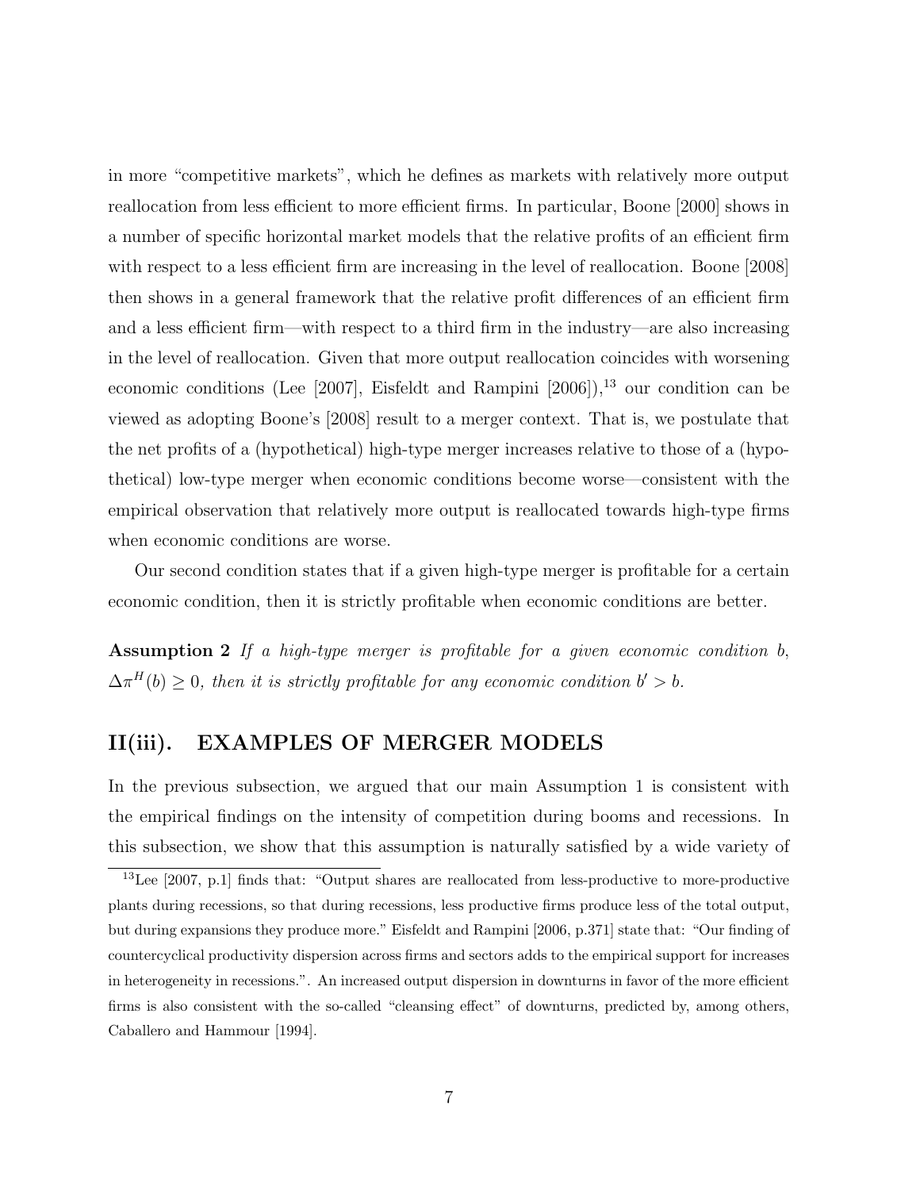in more "competitive markets", which he defines as markets with relatively more output reallocation from less efficient to more efficient firms. In particular, Boone [2000] shows in a number of specific horizontal market models that the relative profits of an efficient firm with respect to a less efficient firm are increasing in the level of reallocation. Boone [2008] then shows in a general framework that the relative profit differences of an efficient firm and a less efficient firm—with respect to a third firm in the industry—are also increasing in the level of reallocation. Given that more output reallocation coincides with worsening economic conditions (Lee [2007], Eisfeldt and Rampini [2006]),[13] our condition can be viewed as adopting Boone's [2008] result to a merger context. That is, we postulate that the net profits of a (hypothetical) high-type merger increases relative to those of a (hypothetical) low-type merger when economic conditions become worse—consistent with the empirical observation that relatively more output is reallocated towards high-type firms when economic conditions are worse.

Our second condition states that if a given high-type merger is profitable for a certain economic condition, then it is strictly profitable when economic conditions are better.

**Assumption 2** *If a high-type merger is profitable for a given economic condition $b$, $\Delta\pi^H(b) \geq 0$, then it is strictly profitable for any economic condition $b' > b$.*

## II(iii). EXAMPLES OF MERGER MODELS

In the previous subsection, we argued that our main Assumption 1 is consistent with the empirical findings on the intensity of competition during booms and recessions. In this subsection, we show that this assumption is naturally satisfied by a wide variety of

[13] Lee [2007, p.1] finds that: "Output shares are reallocated from less-productive to more-productive plants during recessions, so that during recessions, less productive firms produce less of the total output, but during expansions they produce more." Eisfeldt and Rampini [2006, p.371] state that: "Our finding of countercyclical productivity dispersion across firms and sectors adds to the empirical support for increases in heterogeneity in recessions.". An increased output dispersion in downturns in favor of the more efficient firms is also consistent with the so-called "cleansing effect" of downturns, predicted by, among others, Caballero and Hammour [1994].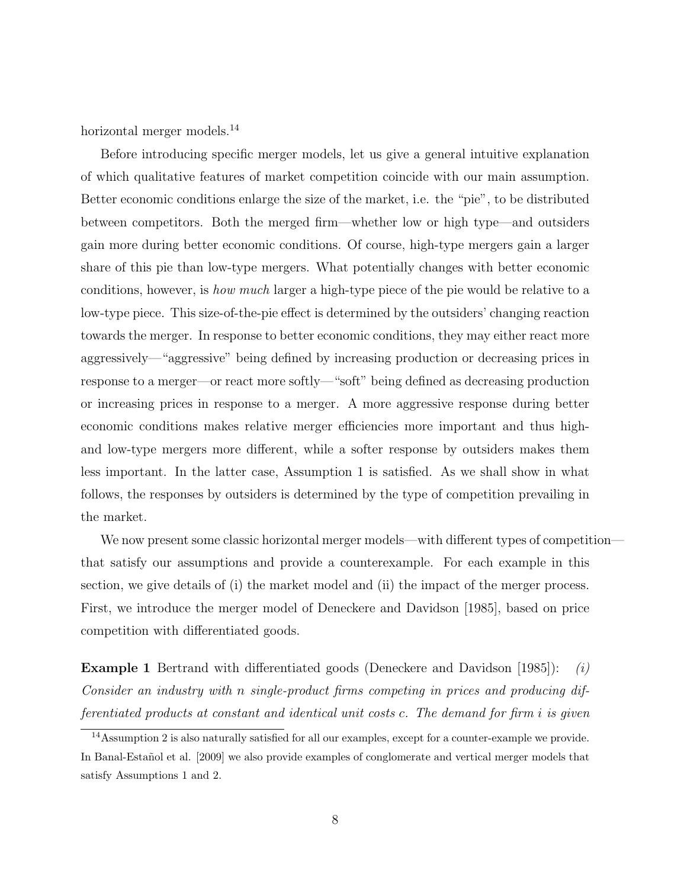horizontal merger models.[14]

Before introducing specific merger models, let us give a general intuitive explanation of which qualitative features of market competition coincide with our main assumption. Better economic conditions enlarge the size of the market, i.e. the "pie", to be distributed between competitors. Both the merged firm—whether low or high type—and outsiders gain more during better economic conditions. Of course, high-type mergers gain a larger share of this pie than low-type mergers. What potentially changes with better economic conditions, however, is *how much* larger a high-type piece of the pie would be relative to a low-type piece. This size-of-the-pie effect is determined by the outsiders' changing reaction towards the merger. In response to better economic conditions, they may either react more aggressively—"aggressive" being defined by increasing production or decreasing prices in response to a merger—or react more softly—"soft" being defined as decreasing production or increasing prices in response to a merger. A more aggressive response during better economic conditions makes relative merger efficiencies more important and thus high- and low-type mergers more different, while a softer response by outsiders makes them less important. In the latter case, Assumption 1 is satisfied. As we shall show in what follows, the responses by outsiders is determined by the type of competition prevailing in the market.

We now present some classic horizontal merger models—with different types of competition—that satisfy our assumptions and provide a counterexample. For each example in this section, we give details of (i) the market model and (ii) the impact of the merger process. First, we introduce the merger model of Deneckere and Davidson [1985], based on price competition with differentiated goods.

**Example 1** Bertrand with differentiated goods (Deneckere and Davidson [1985]): *(i) Consider an industry with $n$ single-product firms competing in prices and producing differentiated products at constant and identical unit costs $c$. The demand for firm $i$ is given*

[14] Assumption 2 is also naturally satisfied for all our examples, except for a counter-example we provide. In Banal-Estañol et al. [2009] we also provide examples of conglomerate and vertical merger models that satisfy Assumptions 1 and 2.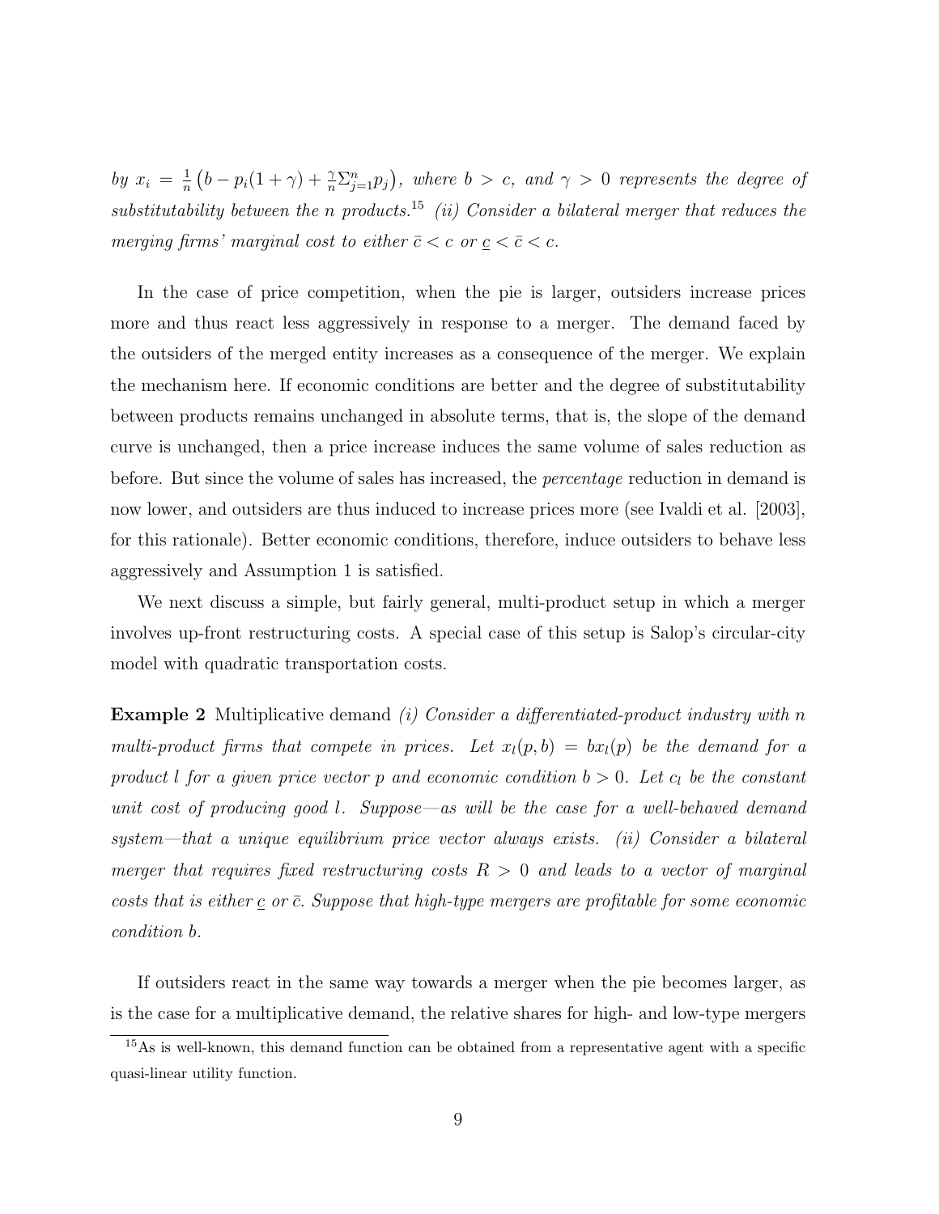*by* $x_i = \frac{1}{n}\left(b - p_i(1+\gamma) + \frac{\gamma}{n}\Sigma_{j=1}^{n} p_j\right)$*, where* $b > c$*, and* $\gamma > 0$ *represents the degree of substitutability between the n products.*[15] *(ii) Consider a bilateral merger that reduces the merging firms' marginal cost to either* $\bar{c} < c$ *or* $\underline{c} < \bar{c} < c$*.*

In the case of price competition, when the pie is larger, outsiders increase prices more and thus react less aggressively in response to a merger. The demand faced by the outsiders of the merged entity increases as a consequence of the merger. We explain the mechanism here. If economic conditions are better and the degree of substitutability between products remains unchanged in absolute terms, that is, the slope of the demand curve is unchanged, then a price increase induces the same volume of sales reduction as before. But since the volume of sales has increased, the *percentage* reduction in demand is now lower, and outsiders are thus induced to increase prices more (see Ivaldi et al. [2003], for this rationale). Better economic conditions, therefore, induce outsiders to behave less aggressively and Assumption 1 is satisfied.

We next discuss a simple, but fairly general, multi-product setup in which a merger involves up-front restructuring costs. A special case of this setup is Salop's circular-city model with quadratic transportation costs.

**Example 2** Multiplicative demand *(i) Consider a differentiated-product industry with n multi-product firms that compete in prices. Let* $x_l(p, b) = bx_l(p)$ *be the demand for a product l for a given price vector p and economic condition* $b > 0$*. Let* $c_l$ *be the constant unit cost of producing good l. Suppose—as will be the case for a well-behaved demand system—that a unique equilibrium price vector always exists. (ii) Consider a bilateral merger that requires fixed restructuring costs* $R > 0$ *and leads to a vector of marginal costs that is either* $\underline{c}$ *or* $\bar{c}$*. Suppose that high-type mergers are profitable for some economic condition b.*

If outsiders react in the same way towards a merger when the pie becomes larger, as is the case for a multiplicative demand, the relative shares for high- and low-type mergers

[15] As is well-known, this demand function can be obtained from a representative agent with a specific quasi-linear utility function.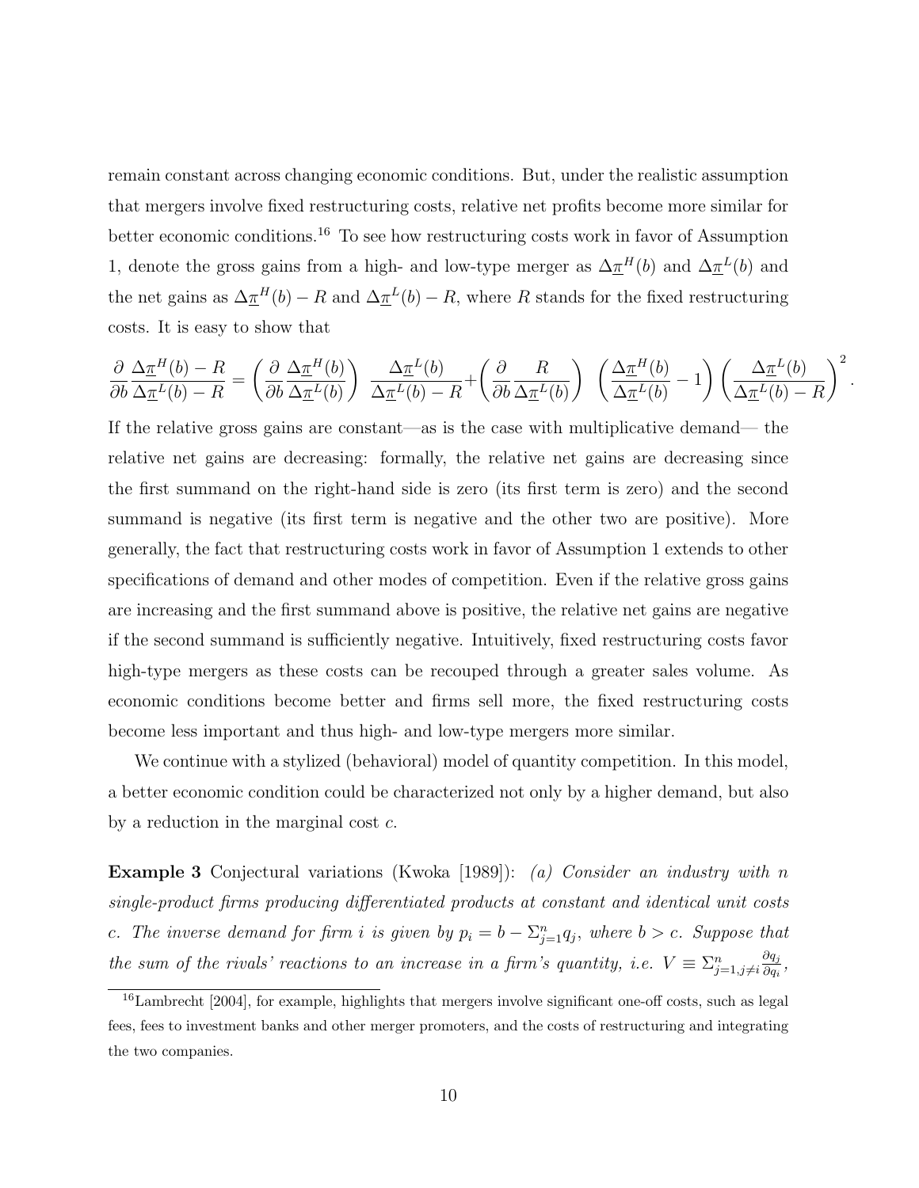remain constant across changing economic conditions. But, under the realistic assumption that mergers involve fixed restructuring costs, relative net profits become more similar for better economic conditions.[16] To see how restructuring costs work in favor of Assumption 1, denote the gross gains from a high- and low-type merger as $\Delta\underline{\pi}^H(b)$ and $\Delta\underline{\pi}^L(b)$ and the net gains as $\Delta\underline{\pi}^H(b) - R$ and $\Delta\underline{\pi}^L(b) - R$, where $R$ stands for the fixed restructuring costs. It is easy to show that

$$\frac{\partial}{\partial b}\frac{\Delta\underline{\pi}^H(b) - R}{\Delta\underline{\pi}^L(b) - R} = \left(\frac{\partial}{\partial b}\frac{\Delta\underline{\pi}^H(b)}{\Delta\underline{\pi}^L(b)}\right)\ \frac{\Delta\underline{\pi}^L(b)}{\Delta\underline{\pi}^L(b) - R} + \left(\frac{\partial}{\partial b}\frac{R}{\Delta\underline{\pi}^L(b)}\right)\ \left(\frac{\Delta\underline{\pi}^H(b)}{\Delta\underline{\pi}^L(b)} - 1\right)\left(\frac{\Delta\underline{\pi}^L(b)}{\Delta\underline{\pi}^L(b) - R}\right)^2.$$

If the relative gross gains are constant—as is the case with multiplicative demand— the relative net gains are decreasing: formally, the relative net gains are decreasing since the first summand on the right-hand side is zero (its first term is zero) and the second summand is negative (its first term is negative and the other two are positive). More generally, the fact that restructuring costs work in favor of Assumption 1 extends to other specifications of demand and other modes of competition. Even if the relative gross gains are increasing and the first summand above is positive, the relative net gains are negative if the second summand is sufficiently negative. Intuitively, fixed restructuring costs favor high-type mergers as these costs can be recouped through a greater sales volume. As economic conditions become better and firms sell more, the fixed restructuring costs become less important and thus high- and low-type mergers more similar.

We continue with a stylized (behavioral) model of quantity competition. In this model, a better economic condition could be characterized not only by a higher demand, but also by a reduction in the marginal cost $c$.

**Example 3** Conjectural variations (Kwoka [1989]): *(a) Consider an industry with $n$ single-product firms producing differentiated products at constant and identical unit costs $c$. The inverse demand for firm $i$ is given by $p_i = b - \Sigma_{j=1}^{n} q_j$, where $b > c$. Suppose that the sum of the rivals' reactions to an increase in a firm's quantity, i.e. $V \equiv \Sigma_{j=1, j\neq i}^{n} \frac{\partial q_j}{\partial q_i}$,*

[16] Lambrecht [2004], for example, highlights that mergers involve significant one-off costs, such as legal fees, fees to investment banks and other merger promoters, and the costs of restructuring and integrating the two companies.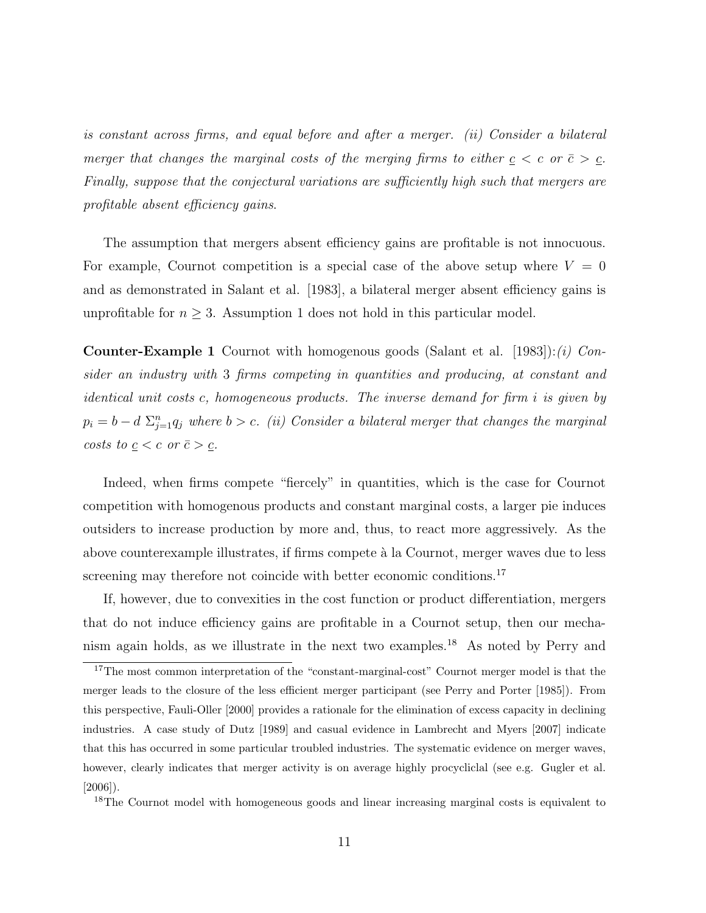*is constant across firms, and equal before and after a merger. (ii) Consider a bilateral merger that changes the marginal costs of the merging firms to either $\underline{c} < c$ or $\bar{c} > \underline{c}$. Finally, suppose that the conjectural variations are sufficiently high such that mergers are profitable absent efficiency gains.*

The assumption that mergers absent efficiency gains are profitable is not innocuous. For example, Cournot competition is a special case of the above setup where $V = 0$ and as demonstrated in Salant et al. [1983], a bilateral merger absent efficiency gains is unprofitable for $n \geq 3$. Assumption 1 does not hold in this particular model.

**Counter-Example 1** Cournot with homogenous goods (Salant et al. [1983]):*(i) Consider an industry with 3 firms competing in quantities and producing, at constant and identical unit costs c, homogeneous products. The inverse demand for firm i is given by $p_i = b - d\ \Sigma_{j=1}^{n} q_j$ where $b > c$. (ii) Consider a bilateral merger that changes the marginal costs to $\underline{c} < c$ or $\bar{c} > \underline{c}$.*

Indeed, when firms compete "fiercely" in quantities, which is the case for Cournot competition with homogenous products and constant marginal costs, a larger pie induces outsiders to increase production by more and, thus, to react more aggressively. As the above counterexample illustrates, if firms compete à la Cournot, merger waves due to less screening may therefore not coincide with better economic conditions.[17]

If, however, due to convexities in the cost function or product differentiation, mergers that do not induce efficiency gains are profitable in a Cournot setup, then our mechanism again holds, as we illustrate in the next two examples.[18] As noted by Perry and

---

[17] The most common interpretation of the "constant-marginal-cost" Cournot merger model is that the merger leads to the closure of the less efficient merger participant (see Perry and Porter [1985]). From this perspective, Fauli-Oller [2000] provides a rationale for the elimination of excess capacity in declining industries. A case study of Dutz [1989] and casual evidence in Lambrecht and Myers [2007] indicate that this has occurred in some particular troubled industries. The systematic evidence on merger waves, however, clearly indicates that merger activity is on average highly procycliclal (see e.g. Gugler et al. [2006]).

[18] The Cournot model with homogeneous goods and linear increasing marginal costs is equivalent to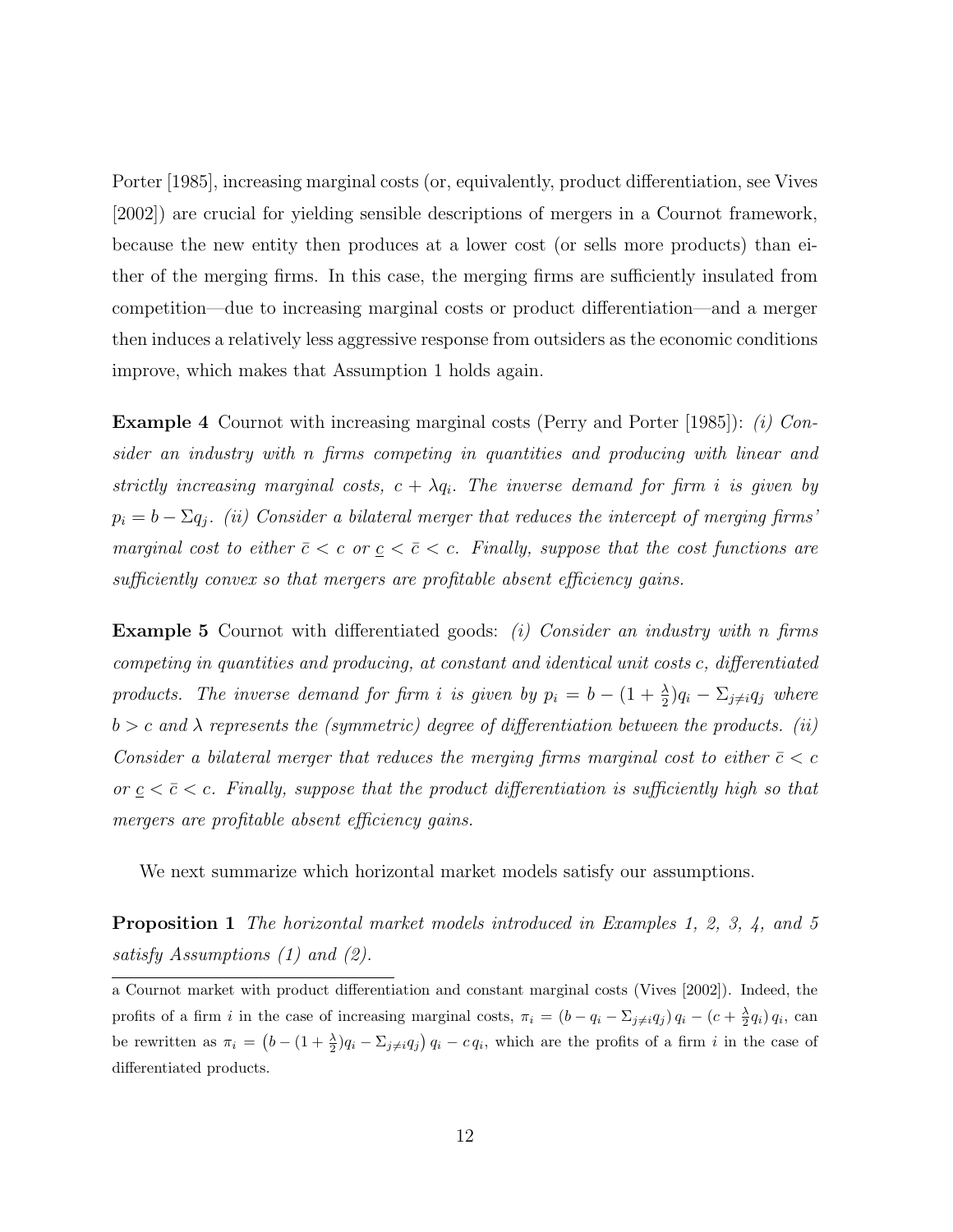Porter [1985], increasing marginal costs (or, equivalently, product differentiation, see Vives [2002]) are crucial for yielding sensible descriptions of mergers in a Cournot framework, because the new entity then produces at a lower cost (or sells more products) than either of the merging firms. In this case, the merging firms are sufficiently insulated from competition—due to increasing marginal costs or product differentiation—and a merger then induces a relatively less aggressive response from outsiders as the economic conditions improve, which makes that Assumption 1 holds again.

**Example 4** Cournot with increasing marginal costs (Perry and Porter [1985]): *(i) Consider an industry with $n$ firms competing in quantities and producing with linear and strictly increasing marginal costs, $c + \lambda q_i$. The inverse demand for firm $i$ is given by $p_i = b - \Sigma q_j$. (ii) Consider a bilateral merger that reduces the intercept of merging firms' marginal cost to either $\bar{c} < c$ or $\underline{c} < \bar{c} < c$. Finally, suppose that the cost functions are sufficiently convex so that mergers are profitable absent efficiency gains.*

**Example 5** Cournot with differentiated goods: *(i) Consider an industry with $n$ firms competing in quantities and producing, at constant and identical unit costs $c$, differentiated products. The inverse demand for firm $i$ is given by $p_i = b - (1 + \frac{\lambda}{2})q_i - \Sigma_{j \neq i} q_j$ where $b > c$ and $\lambda$ represents the (symmetric) degree of differentiation between the products. (ii) Consider a bilateral merger that reduces the merging firms marginal cost to either $\bar{c} < c$ or $\underline{c} < \bar{c} < c$. Finally, suppose that the product differentiation is sufficiently high so that mergers are profitable absent efficiency gains.*

We next summarize which horizontal market models satisfy our assumptions.

**Proposition 1** *The horizontal market models introduced in Examples 1, 2, 3, 4, and 5 satisfy Assumptions (1) and (2).*

---

a Cournot market with product differentiation and constant marginal costs (Vives [2002]). Indeed, the profits of a firm $i$ in the case of increasing marginal costs, $\pi_i = (b - q_i - \Sigma_{j \neq i} q_j)\, q_i - (c + \frac{\lambda}{2} q_i)\, q_i$, can be rewritten as $\pi_i = \left(b - (1 + \frac{\lambda}{2})q_i - \Sigma_{j \neq i} q_j\right) q_i - c\, q_i$, which are the profits of a firm $i$ in the case of differentiated products.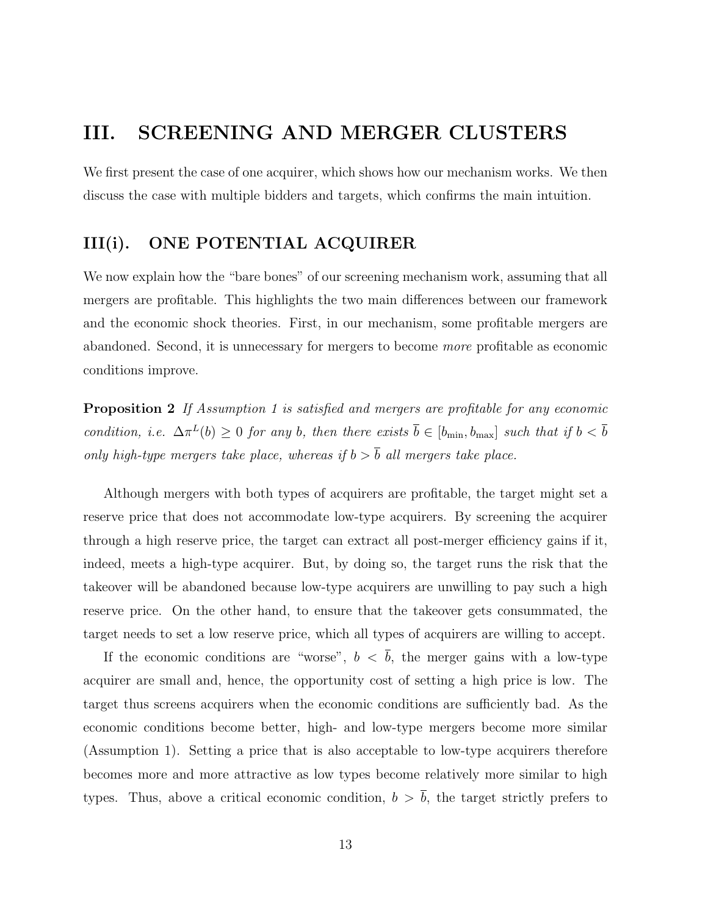# III. SCREENING AND MERGER CLUSTERS

We first present the case of one acquirer, which shows how our mechanism works. We then discuss the case with multiple bidders and targets, which confirms the main intuition.

## III(i). ONE POTENTIAL ACQUIRER

We now explain how the "bare bones" of our screening mechanism work, assuming that all mergers are profitable. This highlights the two main differences between our framework and the economic shock theories. First, in our mechanism, some profitable mergers are abandoned. Second, it is unnecessary for mergers to become *more* profitable as economic conditions improve.

**Proposition 2** *If Assumption 1 is satisfied and mergers are profitable for any economic condition, i.e.* $\Delta\pi^L(b) \geq 0$ *for any* $b$*, then there exists* $\overline{b} \in [b_{\min}, b_{\max}]$ *such that if* $b < \overline{b}$ *only high-type mergers take place, whereas if* $b > \overline{b}$ *all mergers take place.*

Although mergers with both types of acquirers are profitable, the target might set a reserve price that does not accommodate low-type acquirers. By screening the acquirer through a high reserve price, the target can extract all post-merger efficiency gains if it, indeed, meets a high-type acquirer. But, by doing so, the target runs the risk that the takeover will be abandoned because low-type acquirers are unwilling to pay such a high reserve price. On the other hand, to ensure that the takeover gets consummated, the target needs to set a low reserve price, which all types of acquirers are willing to accept.

If the economic conditions are "worse", $b < \overline{b}$, the merger gains with a low-type acquirer are small and, hence, the opportunity cost of setting a high price is low. The target thus screens acquirers when the economic conditions are sufficiently bad. As the economic conditions become better, high- and low-type mergers become more similar (Assumption 1). Setting a price that is also acceptable to low-type acquirers therefore becomes more and more attractive as low types become relatively more similar to high types. Thus, above a critical economic condition, $b > \overline{b}$, the target strictly prefers to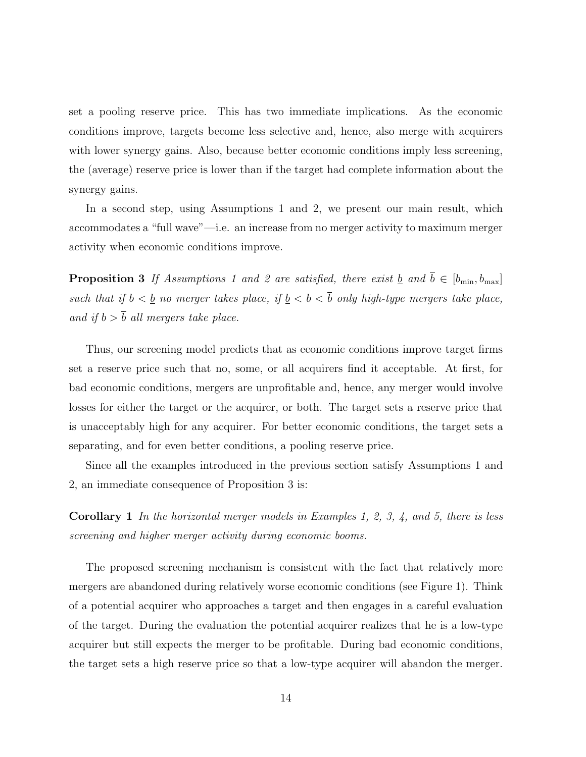set a pooling reserve price. This has two immediate implications. As the economic conditions improve, targets become less selective and, hence, also merge with acquirers with lower synergy gains. Also, because better economic conditions imply less screening, the (average) reserve price is lower than if the target had complete information about the synergy gains.

In a second step, using Assumptions 1 and 2, we present our main result, which accommodates a "full wave"—i.e. an increase from no merger activity to maximum merger activity when economic conditions improve.

**Proposition 3** *If Assumptions 1 and 2 are satisfied, there exist* $\underline{b}$ *and* $\overline{b} \in [b_{\min}, b_{\max}]$ *such that if* $b < \underline{b}$ *no merger takes place, if* $\underline{b} < b < \overline{b}$ *only high-type mergers take place, and if* $b > \overline{b}$ *all mergers take place.*

Thus, our screening model predicts that as economic conditions improve target firms set a reserve price such that no, some, or all acquirers find it acceptable. At first, for bad economic conditions, mergers are unprofitable and, hence, any merger would involve losses for either the target or the acquirer, or both. The target sets a reserve price that is unacceptably high for any acquirer. For better economic conditions, the target sets a separating, and for even better conditions, a pooling reserve price.

Since all the examples introduced in the previous section satisfy Assumptions 1 and 2, an immediate consequence of Proposition 3 is:

**Corollary 1** *In the horizontal merger models in Examples 1, 2, 3, 4, and 5, there is less screening and higher merger activity during economic booms.*

The proposed screening mechanism is consistent with the fact that relatively more mergers are abandoned during relatively worse economic conditions (see Figure 1). Think of a potential acquirer who approaches a target and then engages in a careful evaluation of the target. During the evaluation the potential acquirer realizes that he is a low-type acquirer but still expects the merger to be profitable. During bad economic conditions, the target sets a high reserve price so that a low-type acquirer will abandon the merger.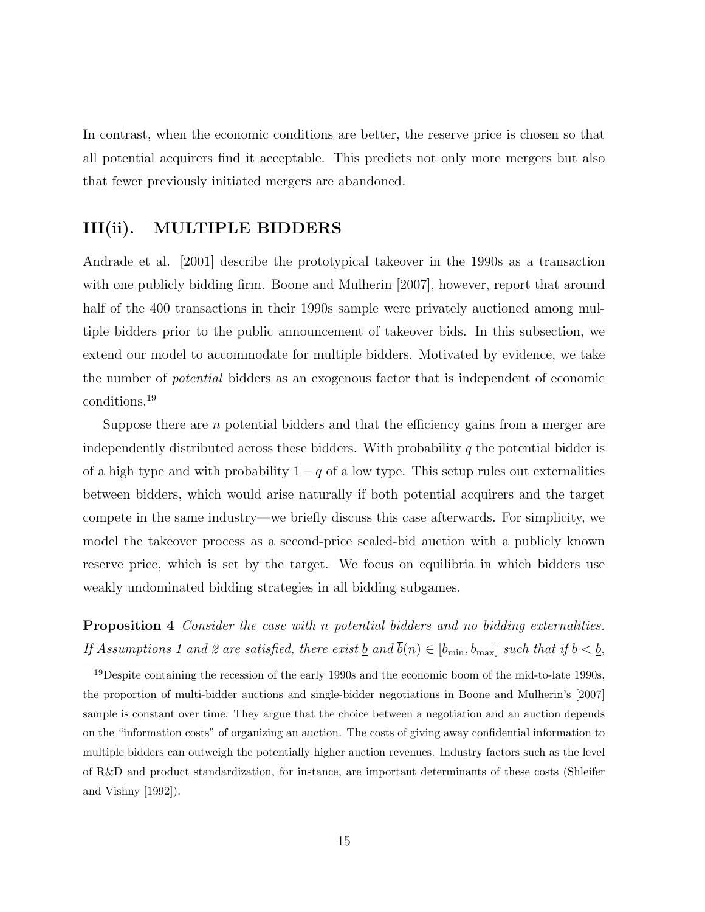In contrast, when the economic conditions are better, the reserve price is chosen so that all potential acquirers find it acceptable. This predicts not only more mergers but also that fewer previously initiated mergers are abandoned.

## III(ii). MULTIPLE BIDDERS

Andrade et al. [2001] describe the prototypical takeover in the 1990s as a transaction with one publicly bidding firm. Boone and Mulherin [2007], however, report that around half of the 400 transactions in their 1990s sample were privately auctioned among multiple bidders prior to the public announcement of takeover bids. In this subsection, we extend our model to accommodate for multiple bidders. Motivated by evidence, we take the number of *potential* bidders as an exogenous factor that is independent of economic conditions.[19]

Suppose there are $n$ potential bidders and that the efficiency gains from a merger are independently distributed across these bidders. With probability $q$ the potential bidder is of a high type and with probability $1-q$ of a low type. This setup rules out externalities between bidders, which would arise naturally if both potential acquirers and the target compete in the same industry—we briefly discuss this case afterwards. For simplicity, we model the takeover process as a second-price sealed-bid auction with a publicly known reserve price, which is set by the target. We focus on equilibria in which bidders use weakly undominated bidding strategies in all bidding subgames.

**Proposition 4** *Consider the case with $n$ potential bidders and no bidding externalities. If Assumptions 1 and 2 are satisfied, there exist $\underline{b}$ and $\overline{b}(n) \in [b_{\min}, b_{\max}]$ such that if $b < \underline{b}$,*

[19] Despite containing the recession of the early 1990s and the economic boom of the mid-to-late 1990s, the proportion of multi-bidder auctions and single-bidder negotiations in Boone and Mulherin's [2007] sample is constant over time. They argue that the choice between a negotiation and an auction depends on the "information costs" of organizing an auction. The costs of giving away confidential information to multiple bidders can outweigh the potentially higher auction revenues. Industry factors such as the level of R&D and product standardization, for instance, are important determinants of these costs (Shleifer and Vishny [1992]).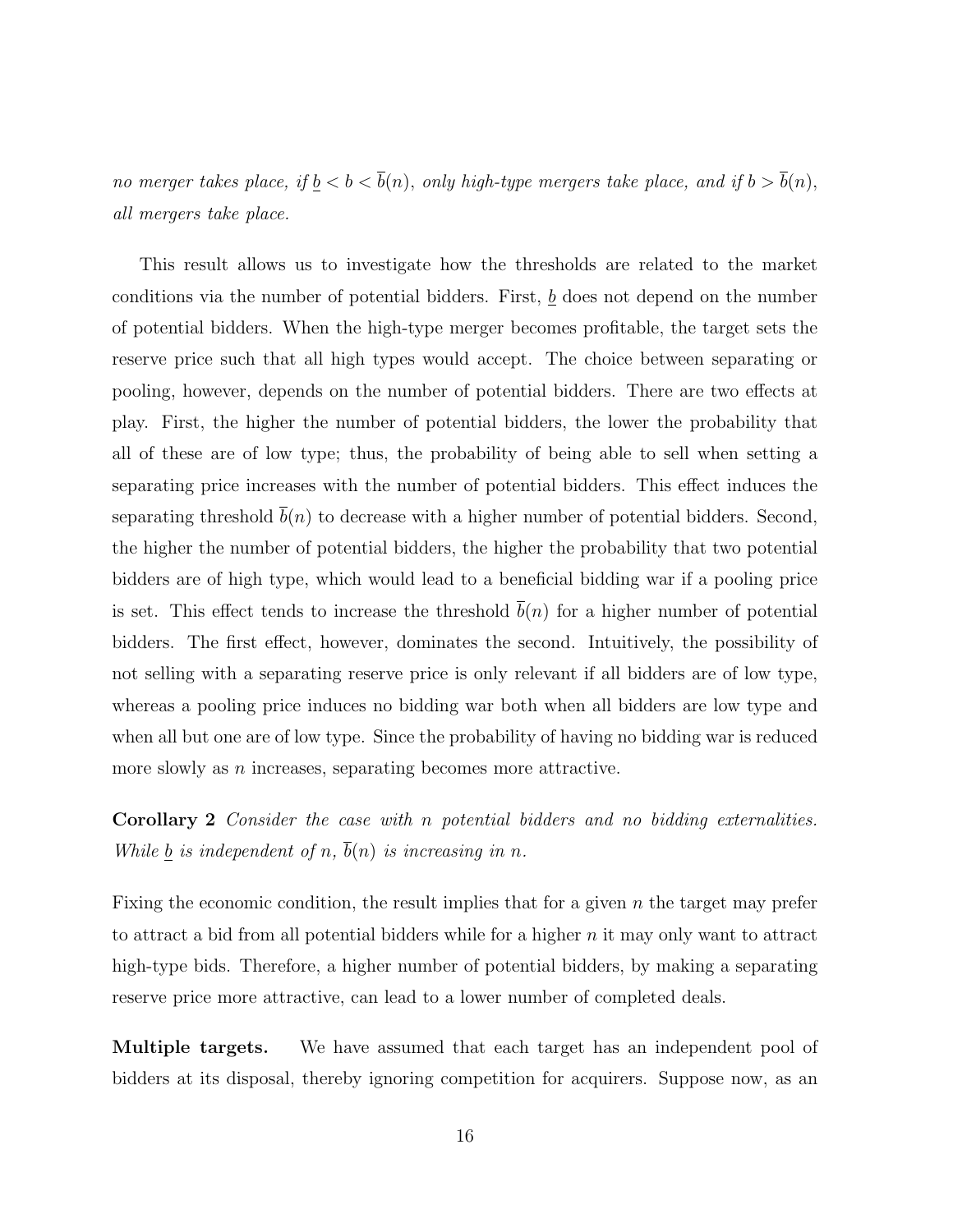*no merger takes place, if $\underline{b} < b < \overline{b}(n)$, only high-type mergers take place, and if $b > \overline{b}(n)$, all mergers take place.*

This result allows us to investigate how the thresholds are related to the market conditions via the number of potential bidders. First, $\underline{b}$ does not depend on the number of potential bidders. When the high-type merger becomes profitable, the target sets the reserve price such that all high types would accept. The choice between separating or pooling, however, depends on the number of potential bidders. There are two effects at play. First, the higher the number of potential bidders, the lower the probability that all of these are of low type; thus, the probability of being able to sell when setting a separating price increases with the number of potential bidders. This effect induces the separating threshold $\overline{b}(n)$ to decrease with a higher number of potential bidders. Second, the higher the number of potential bidders, the higher the probability that two potential bidders are of high type, which would lead to a beneficial bidding war if a pooling price is set. This effect tends to increase the threshold $\overline{b}(n)$ for a higher number of potential bidders. The first effect, however, dominates the second. Intuitively, the possibility of not selling with a separating reserve price is only relevant if all bidders are of low type, whereas a pooling price induces no bidding war both when all bidders are low type and when all but one are of low type. Since the probability of having no bidding war is reduced more slowly as $n$ increases, separating becomes more attractive.

**Corollary 2** *Consider the case with $n$ potential bidders and no bidding externalities. While $\underline{b}$ is independent of $n$, $\overline{b}(n)$ is increasing in $n$.*

Fixing the economic condition, the result implies that for a given $n$ the target may prefer to attract a bid from all potential bidders while for a higher $n$ it may only want to attract high-type bids. Therefore, a higher number of potential bidders, by making a separating reserve price more attractive, can lead to a lower number of completed deals.

**Multiple targets.** We have assumed that each target has an independent pool of bidders at its disposal, thereby ignoring competition for acquirers. Suppose now, as an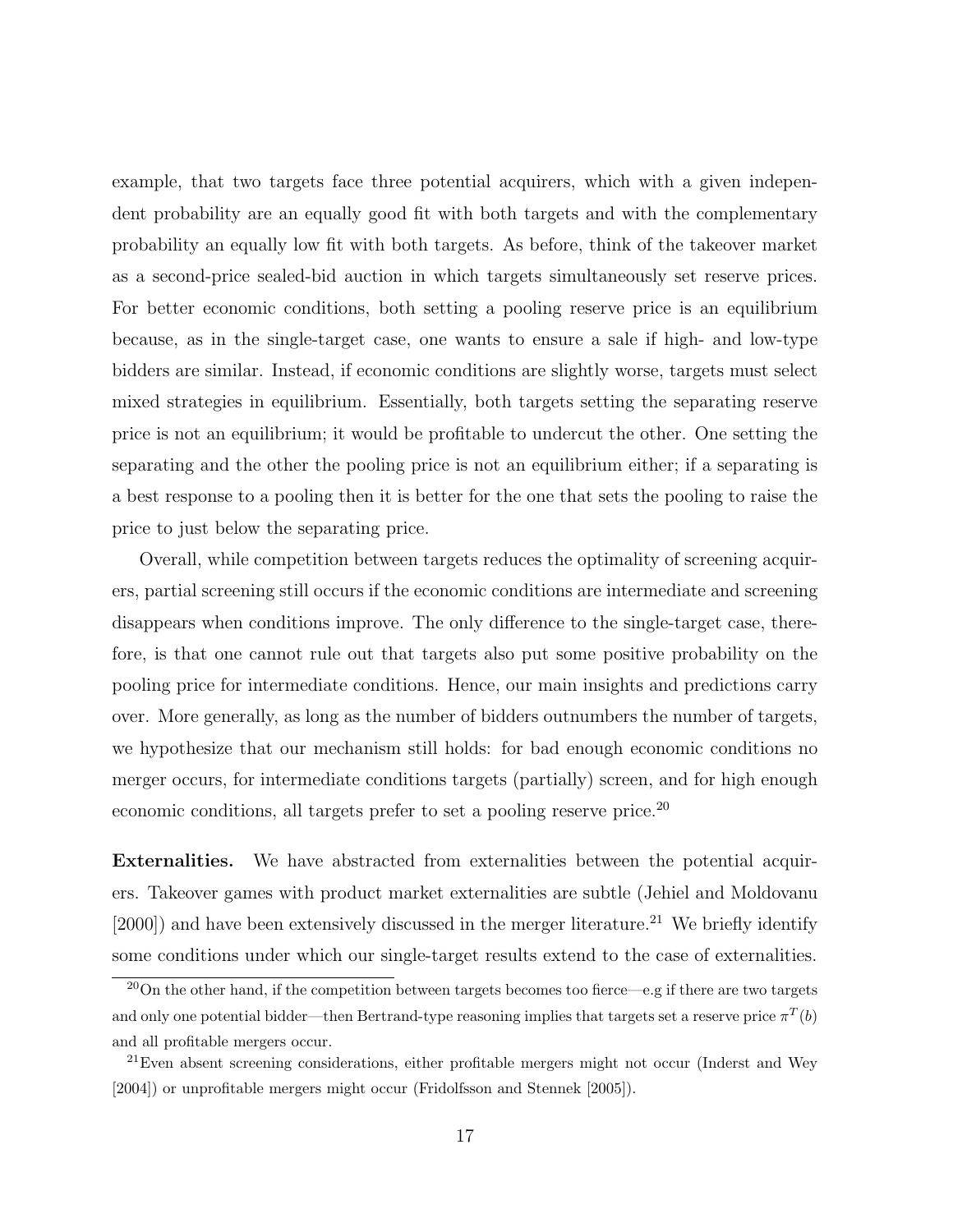example, that two targets face three potential acquirers, which with a given independent probability are an equally good fit with both targets and with the complementary probability an equally low fit with both targets. As before, think of the takeover market as a second-price sealed-bid auction in which targets simultaneously set reserve prices. For better economic conditions, both setting a pooling reserve price is an equilibrium because, as in the single-target case, one wants to ensure a sale if high- and low-type bidders are similar. Instead, if economic conditions are slightly worse, targets must select mixed strategies in equilibrium. Essentially, both targets setting the separating reserve price is not an equilibrium; it would be profitable to undercut the other. One setting the separating and the other the pooling price is not an equilibrium either; if a separating is a best response to a pooling then it is better for the one that sets the pooling to raise the price to just below the separating price.

Overall, while competition between targets reduces the optimality of screening acquirers, partial screening still occurs if the economic conditions are intermediate and screening disappears when conditions improve. The only difference to the single-target case, therefore, is that one cannot rule out that targets also put some positive probability on the pooling price for intermediate conditions. Hence, our main insights and predictions carry over. More generally, as long as the number of bidders outnumbers the number of targets, we hypothesize that our mechanism still holds: for bad enough economic conditions no merger occurs, for intermediate conditions targets (partially) screen, and for high enough economic conditions, all targets prefer to set a pooling reserve price.[20]

**Externalities.** We have abstracted from externalities between the potential acquirers. Takeover games with product market externalities are subtle (Jehiel and Moldovanu [2000]) and have been extensively discussed in the merger literature.[21] We briefly identify some conditions under which our single-target results extend to the case of externalities.

[20] On the other hand, if the competition between targets becomes too fierce—e.g if there are two targets and only one potential bidder—then Bertrand-type reasoning implies that targets set a reserve price $\pi^T(b)$ and all profitable mergers occur.

[21] Even absent screening considerations, either profitable mergers might not occur (Inderst and Wey [2004]) or unprofitable mergers might occur (Fridolfsson and Stennek [2005]).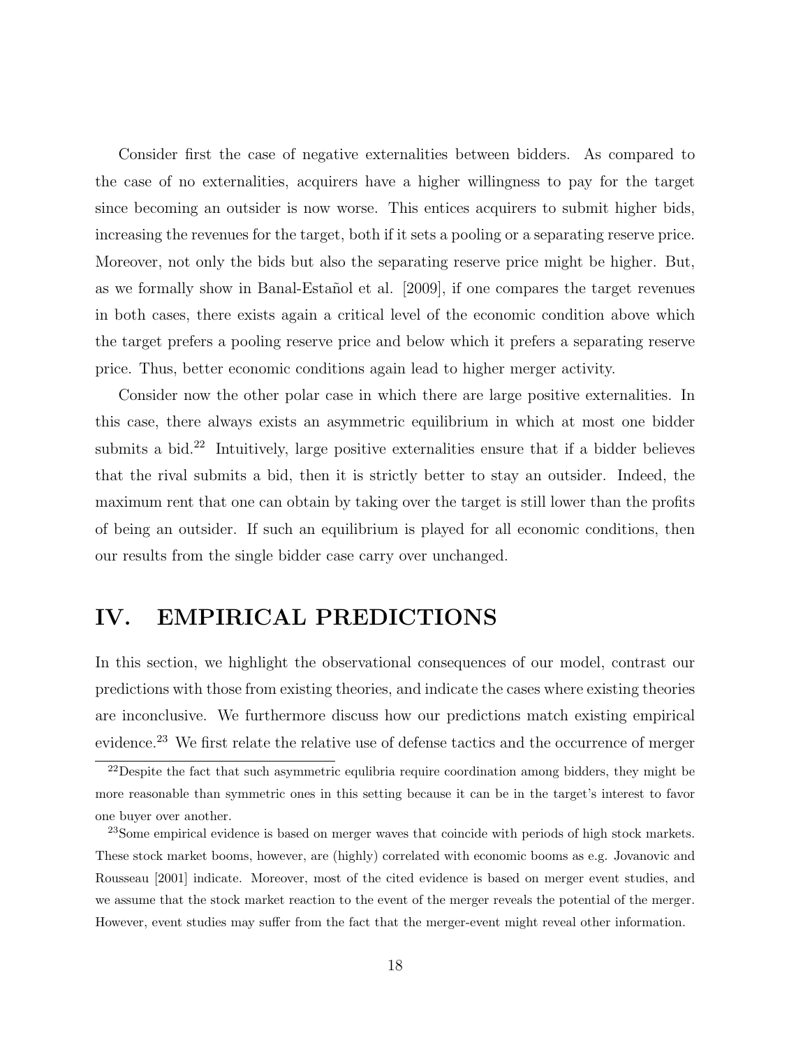Consider first the case of negative externalities between bidders. As compared to the case of no externalities, acquirers have a higher willingness to pay for the target since becoming an outsider is now worse. This entices acquirers to submit higher bids, increasing the revenues for the target, both if it sets a pooling or a separating reserve price. Moreover, not only the bids but also the separating reserve price might be higher. But, as we formally show in Banal-Estañol et al. [2009], if one compares the target revenues in both cases, there exists again a critical level of the economic condition above which the target prefers a pooling reserve price and below which it prefers a separating reserve price. Thus, better economic conditions again lead to higher merger activity.

Consider now the other polar case in which there are large positive externalities. In this case, there always exists an asymmetric equilibrium in which at most one bidder submits a bid.[22] Intuitively, large positive externalities ensure that if a bidder believes that the rival submits a bid, then it is strictly better to stay an outsider. Indeed, the maximum rent that one can obtain by taking over the target is still lower than the profits of being an outsider. If such an equilibrium is played for all economic conditions, then our results from the single bidder case carry over unchanged.

# IV. EMPIRICAL PREDICTIONS

In this section, we highlight the observational consequences of our model, contrast our predictions with those from existing theories, and indicate the cases where existing theories are inconclusive. We furthermore discuss how our predictions match existing empirical evidence.[23] We first relate the relative use of defense tactics and the occurrence of merger

[22] Despite the fact that such asymmetric equlibria require coordination among bidders, they might be more reasonable than symmetric ones in this setting because it can be in the target's interest to favor one buyer over another.

[23] Some empirical evidence is based on merger waves that coincide with periods of high stock markets. These stock market booms, however, are (highly) correlated with economic booms as e.g. Jovanovic and Rousseau [2001] indicate. Moreover, most of the cited evidence is based on merger event studies, and we assume that the stock market reaction to the event of the merger reveals the potential of the merger. However, event studies may suffer from the fact that the merger-event might reveal other information.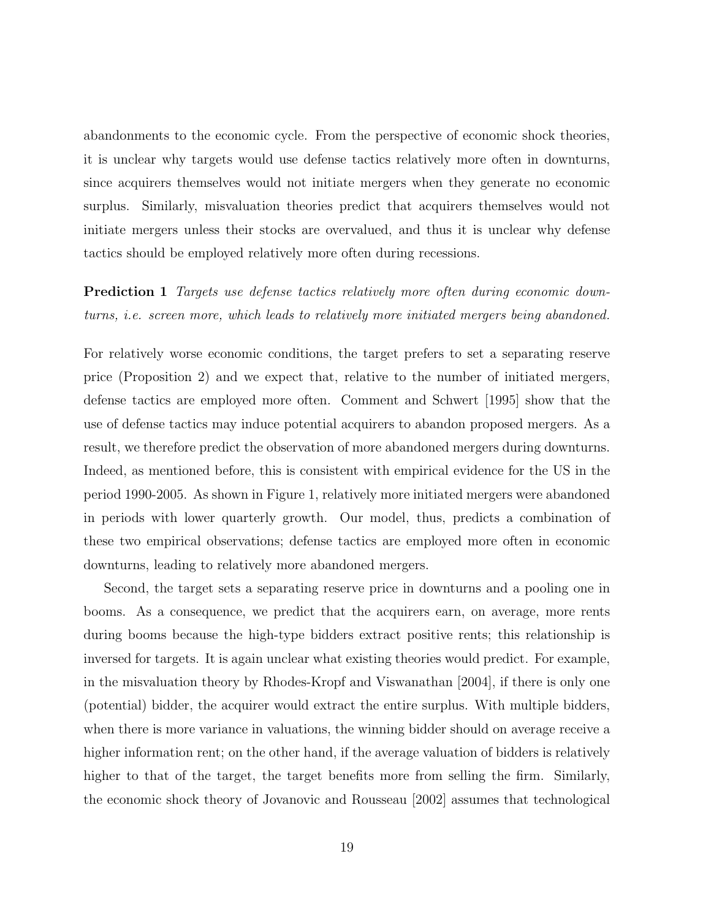abandonments to the economic cycle. From the perspective of economic shock theories, it is unclear why targets would use defense tactics relatively more often in downturns, since acquirers themselves would not initiate mergers when they generate no economic surplus. Similarly, misvaluation theories predict that acquirers themselves would not initiate mergers unless their stocks are overvalued, and thus it is unclear why defense tactics should be employed relatively more often during recessions.

**Prediction 1** *Targets use defense tactics relatively more often during economic downturns, i.e. screen more, which leads to relatively more initiated mergers being abandoned.*

For relatively worse economic conditions, the target prefers to set a separating reserve price (Proposition 2) and we expect that, relative to the number of initiated mergers, defense tactics are employed more often. Comment and Schwert [1995] show that the use of defense tactics may induce potential acquirers to abandon proposed mergers. As a result, we therefore predict the observation of more abandoned mergers during downturns. Indeed, as mentioned before, this is consistent with empirical evidence for the US in the period 1990-2005. As shown in Figure 1, relatively more initiated mergers were abandoned in periods with lower quarterly growth. Our model, thus, predicts a combination of these two empirical observations; defense tactics are employed more often in economic downturns, leading to relatively more abandoned mergers.

Second, the target sets a separating reserve price in downturns and a pooling one in booms. As a consequence, we predict that the acquirers earn, on average, more rents during booms because the high-type bidders extract positive rents; this relationship is inversed for targets. It is again unclear what existing theories would predict. For example, in the misvaluation theory by Rhodes-Kropf and Viswanathan [2004], if there is only one (potential) bidder, the acquirer would extract the entire surplus. With multiple bidders, when there is more variance in valuations, the winning bidder should on average receive a higher information rent; on the other hand, if the average valuation of bidders is relatively higher to that of the target, the target benefits more from selling the firm. Similarly, the economic shock theory of Jovanovic and Rousseau [2002] assumes that technological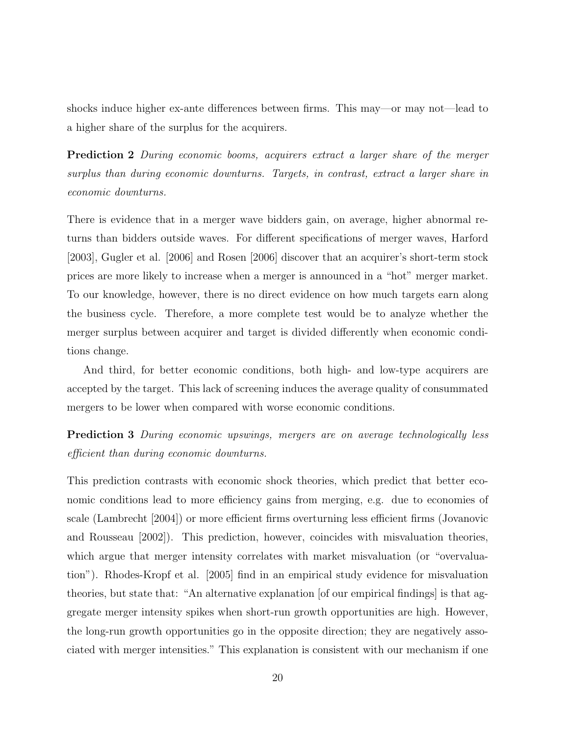shocks induce higher ex-ante differences between firms. This may—or may not—lead to a higher share of the surplus for the acquirers.

**Prediction 2** *During economic booms, acquirers extract a larger share of the merger surplus than during economic downturns. Targets, in contrast, extract a larger share in economic downturns.*

There is evidence that in a merger wave bidders gain, on average, higher abnormal returns than bidders outside waves. For different specifications of merger waves, Harford [2003], Gugler et al. [2006] and Rosen [2006] discover that an acquirer's short-term stock prices are more likely to increase when a merger is announced in a "hot" merger market. To our knowledge, however, there is no direct evidence on how much targets earn along the business cycle. Therefore, a more complete test would be to analyze whether the merger surplus between acquirer and target is divided differently when economic conditions change.

And third, for better economic conditions, both high- and low-type acquirers are accepted by the target. This lack of screening induces the average quality of consummated mergers to be lower when compared with worse economic conditions.

**Prediction 3** *During economic upswings, mergers are on average technologically less efficient than during economic downturns.*

This prediction contrasts with economic shock theories, which predict that better economic conditions lead to more efficiency gains from merging, e.g. due to economies of scale (Lambrecht [2004]) or more efficient firms overturning less efficient firms (Jovanovic and Rousseau [2002]). This prediction, however, coincides with misvaluation theories, which argue that merger intensity correlates with market misvaluation (or "overvaluation"). Rhodes-Kropf et al. [2005] find in an empirical study evidence for misvaluation theories, but state that: "An alternative explanation [of our empirical findings] is that aggregate merger intensity spikes when short-run growth opportunities are high. However, the long-run growth opportunities go in the opposite direction; they are negatively associated with merger intensities." This explanation is consistent with our mechanism if one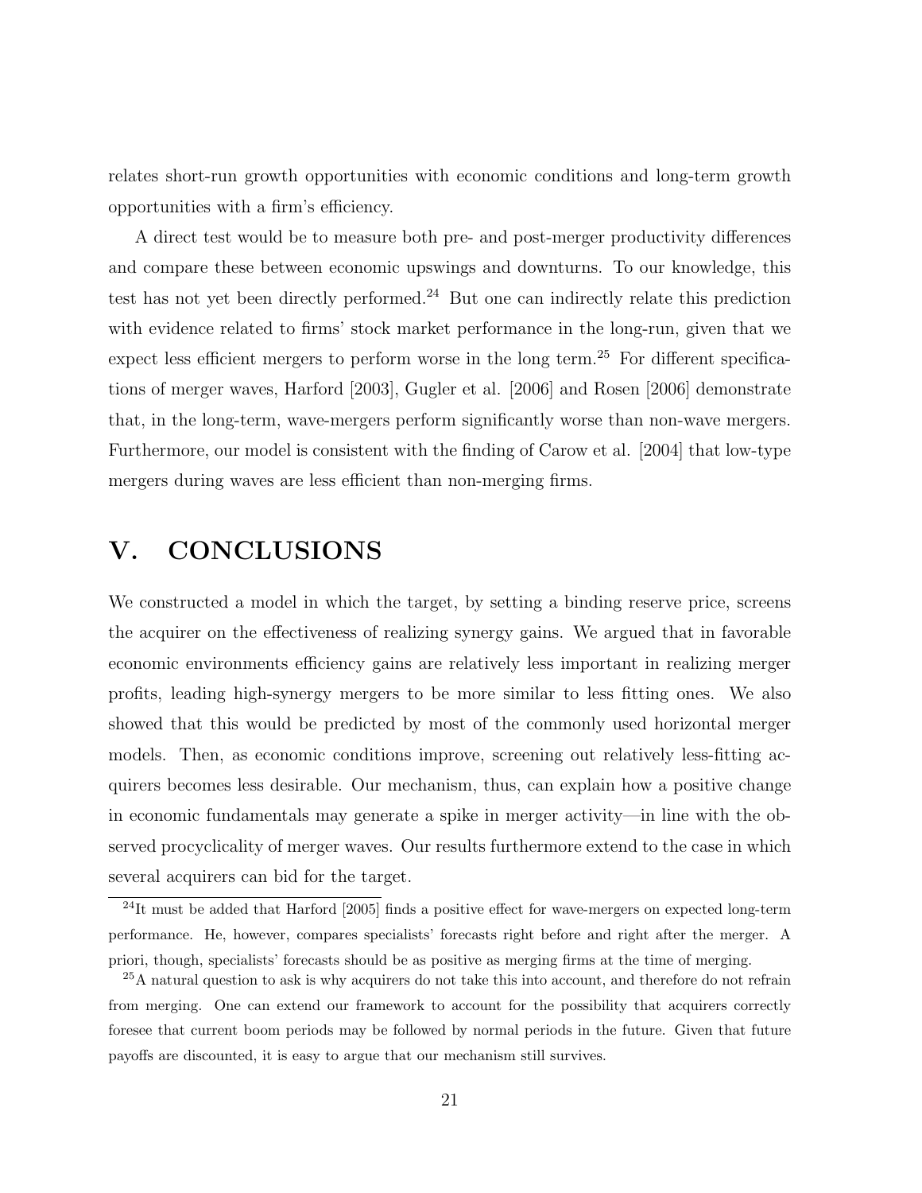relates short-run growth opportunities with economic conditions and long-term growth opportunities with a firm's efficiency.

A direct test would be to measure both pre- and post-merger productivity differences and compare these between economic upswings and downturns. To our knowledge, this test has not yet been directly performed.[24] But one can indirectly relate this prediction with evidence related to firms' stock market performance in the long-run, given that we expect less efficient mergers to perform worse in the long term.[25] For different specifications of merger waves, Harford [2003], Gugler et al. [2006] and Rosen [2006] demonstrate that, in the long-term, wave-mergers perform significantly worse than non-wave mergers. Furthermore, our model is consistent with the finding of Carow et al. [2004] that low-type mergers during waves are less efficient than non-merging firms.

# V. CONCLUSIONS

We constructed a model in which the target, by setting a binding reserve price, screens the acquirer on the effectiveness of realizing synergy gains. We argued that in favorable economic environments efficiency gains are relatively less important in realizing merger profits, leading high-synergy mergers to be more similar to less fitting ones. We also showed that this would be predicted by most of the commonly used horizontal merger models. Then, as economic conditions improve, screening out relatively less-fitting acquirers becomes less desirable. Our mechanism, thus, can explain how a positive change in economic fundamentals may generate a spike in merger activity—in line with the observed procyclicality of merger waves. Our results furthermore extend to the case in which several acquirers can bid for the target.

[24] It must be added that Harford [2005] finds a positive effect for wave-mergers on expected long-term performance. He, however, compares specialists' forecasts right before and right after the merger. A priori, though, specialists' forecasts should be as positive as merging firms at the time of merging.

[25] A natural question to ask is why acquirers do not take this into account, and therefore do not refrain from merging. One can extend our framework to account for the possibility that acquirers correctly foresee that current boom periods may be followed by normal periods in the future. Given that future payoffs are discounted, it is easy to argue that our mechanism still survives.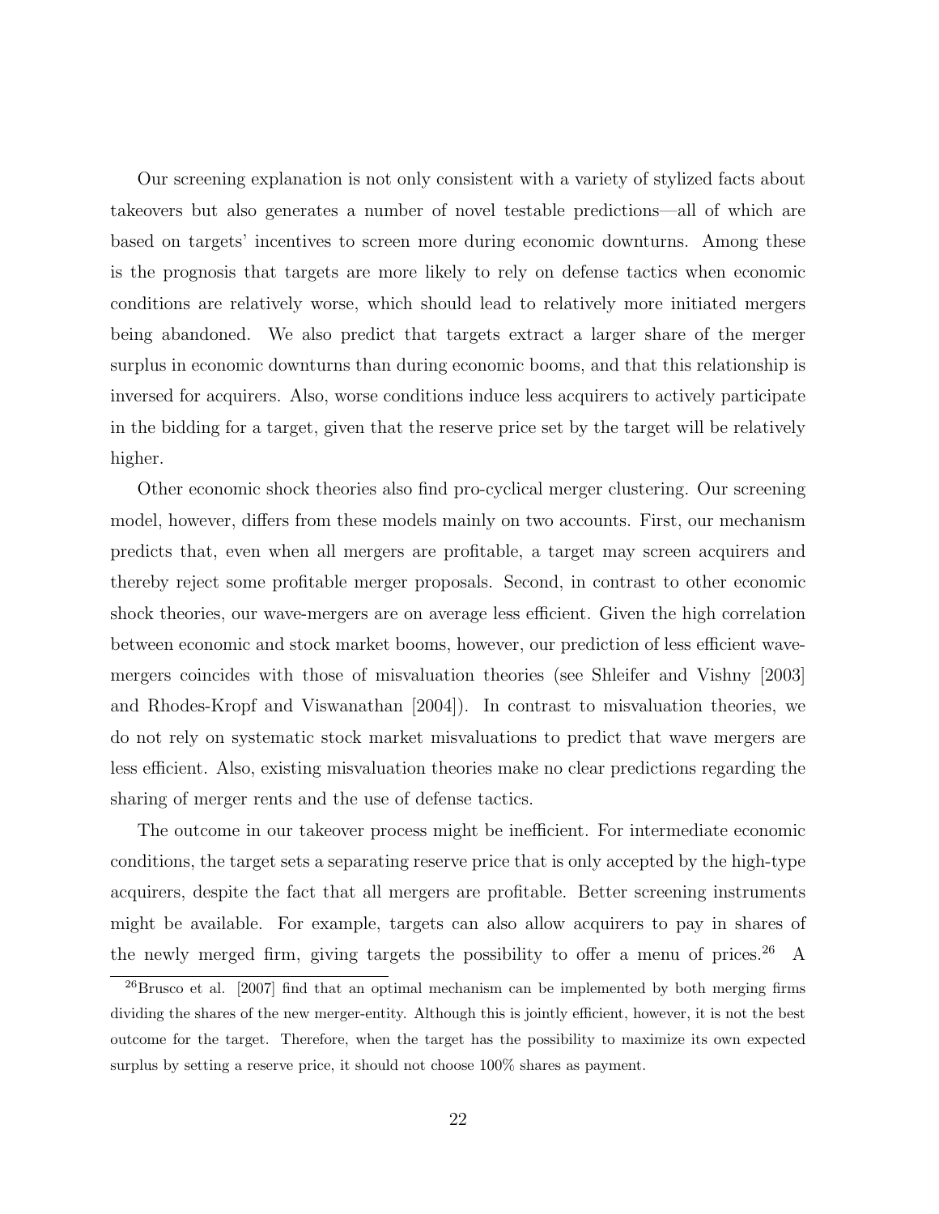Our screening explanation is not only consistent with a variety of stylized facts about takeovers but also generates a number of novel testable predictions—all of which are based on targets' incentives to screen more during economic downturns. Among these is the prognosis that targets are more likely to rely on defense tactics when economic conditions are relatively worse, which should lead to relatively more initiated mergers being abandoned. We also predict that targets extract a larger share of the merger surplus in economic downturns than during economic booms, and that this relationship is inversed for acquirers. Also, worse conditions induce less acquirers to actively participate in the bidding for a target, given that the reserve price set by the target will be relatively higher.

Other economic shock theories also find pro-cyclical merger clustering. Our screening model, however, differs from these models mainly on two accounts. First, our mechanism predicts that, even when all mergers are profitable, a target may screen acquirers and thereby reject some profitable merger proposals. Second, in contrast to other economic shock theories, our wave-mergers are on average less efficient. Given the high correlation between economic and stock market booms, however, our prediction of less efficient wave-mergers coincides with those of misvaluation theories (see Shleifer and Vishny [2003] and Rhodes-Kropf and Viswanathan [2004]). In contrast to misvaluation theories, we do not rely on systematic stock market misvaluations to predict that wave mergers are less efficient. Also, existing misvaluation theories make no clear predictions regarding the sharing of merger rents and the use of defense tactics.

The outcome in our takeover process might be inefficient. For intermediate economic conditions, the target sets a separating reserve price that is only accepted by the high-type acquirers, despite the fact that all mergers are profitable. Better screening instruments might be available. For example, targets can also allow acquirers to pay in shares of the newly merged firm, giving targets the possibility to offer a menu of prices.[26] A

[26] Brusco et al. [2007] find that an optimal mechanism can be implemented by both merging firms dividing the shares of the new merger-entity. Although this is jointly efficient, however, it is not the best outcome for the target. Therefore, when the target has the possibility to maximize its own expected surplus by setting a reserve price, it should not choose 100% shares as payment.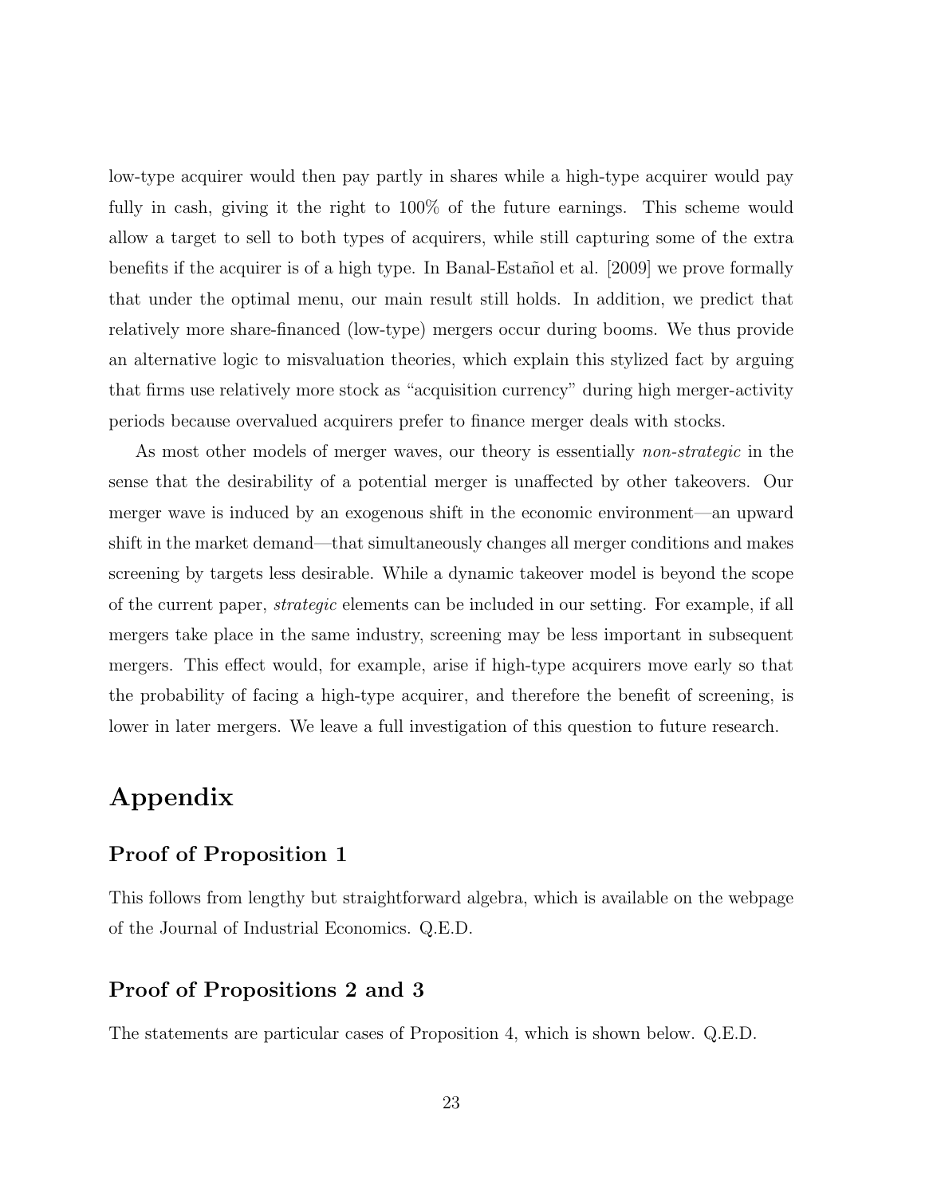low-type acquirer would then pay partly in shares while a high-type acquirer would pay fully in cash, giving it the right to 100% of the future earnings. This scheme would allow a target to sell to both types of acquirers, while still capturing some of the extra benefits if the acquirer is of a high type. In Banal-Estañol et al. [2009] we prove formally that under the optimal menu, our main result still holds. In addition, we predict that relatively more share-financed (low-type) mergers occur during booms. We thus provide an alternative logic to misvaluation theories, which explain this stylized fact by arguing that firms use relatively more stock as "acquisition currency" during high merger-activity periods because overvalued acquirers prefer to finance merger deals with stocks.

As most other models of merger waves, our theory is essentially *non-strategic* in the sense that the desirability of a potential merger is unaffected by other takeovers. Our merger wave is induced by an exogenous shift in the economic environment—an upward shift in the market demand—that simultaneously changes all merger conditions and makes screening by targets less desirable. While a dynamic takeover model is beyond the scope of the current paper, *strategic* elements can be included in our setting. For example, if all mergers take place in the same industry, screening may be less important in subsequent mergers. This effect would, for example, arise if high-type acquirers move early so that the probability of facing a high-type acquirer, and therefore the benefit of screening, is lower in later mergers. We leave a full investigation of this question to future research.

# Appendix

## Proof of Proposition 1

This follows from lengthy but straightforward algebra, which is available on the webpage of the Journal of Industrial Economics. Q.E.D.

## Proof of Propositions 2 and 3

The statements are particular cases of Proposition 4, which is shown below. Q.E.D.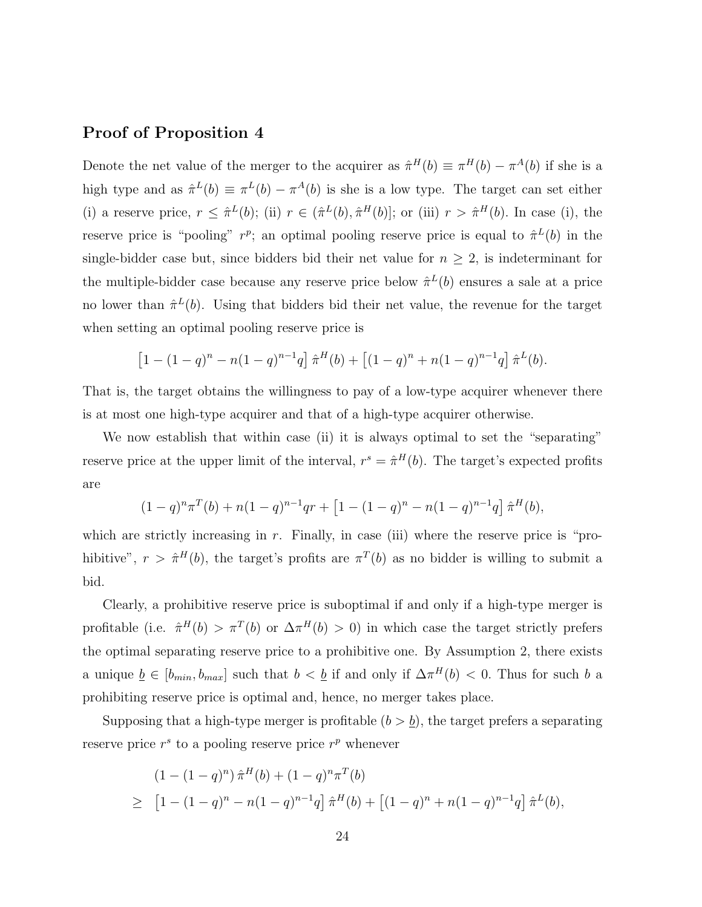## Proof of Proposition 4

Denote the net value of the merger to the acquirer as $\hat{\pi}^H(b) \equiv \pi^H(b) - \pi^A(b)$ if she is a high type and as $\hat{\pi}^L(b) \equiv \pi^L(b) - \pi^A(b)$ is she is a low type. The target can set either (i) a reserve price, $r \leq \hat{\pi}^L(b)$; (ii) $r \in (\hat{\pi}^L(b), \hat{\pi}^H(b)]$; or (iii) $r > \hat{\pi}^H(b)$. In case (i), the reserve price is "pooling" $r^p$; an optimal pooling reserve price is equal to $\hat{\pi}^L(b)$ in the single-bidder case but, since bidders bid their net value for $n \geq 2$, is indeterminant for the multiple-bidder case because any reserve price below $\hat{\pi}^L(b)$ ensures a sale at a price no lower than $\hat{\pi}^L(b)$. Using that bidders bid their net value, the revenue for the target when setting an optimal pooling reserve price is

$$\left[1 - (1-q)^n - n(1-q)^{n-1}q\right]\hat{\pi}^H(b) + \left[(1-q)^n + n(1-q)^{n-1}q\right]\hat{\pi}^L(b).$$

That is, the target obtains the willingness to pay of a low-type acquirer whenever there is at most one high-type acquirer and that of a high-type acquirer otherwise.

We now establish that within case (ii) it is always optimal to set the "separating" reserve price at the upper limit of the interval, $r^s = \hat{\pi}^H(b)$. The target's expected profits are

$$(1-q)^n \pi^T(b) + n(1-q)^{n-1}qr + \left[1 - (1-q)^n - n(1-q)^{n-1}q\right]\hat{\pi}^H(b),$$

which are strictly increasing in $r$. Finally, in case (iii) where the reserve price is "prohibitive", $r > \hat{\pi}^H(b)$, the target's profits are $\pi^T(b)$ as no bidder is willing to submit a bid.

Clearly, a prohibitive reserve price is suboptimal if and only if a high-type merger is profitable (i.e. $\hat{\pi}^H(b) > \pi^T(b)$ or $\Delta\pi^H(b) > 0$) in which case the target strictly prefers the optimal separating reserve price to a prohibitive one. By Assumption 2, there exists a unique $\underline{b} \in [b_{min}, b_{max}]$ such that $b < \underline{b}$ if and only if $\Delta\pi^H(b) < 0$. Thus for such $b$ a prohibiting reserve price is optimal and, hence, no merger takes place.

Supposing that a high-type merger is profitable ($b > \underline{b}$), the target prefers a separating reserve price $r^s$ to a pooling reserve price $r^p$ whenever

$$\begin{aligned}
& (1 - (1-q)^n)\,\hat{\pi}^H(b) + (1-q)^n \pi^T(b) \\
\geq \quad & \left[1 - (1-q)^n - n(1-q)^{n-1}q\right]\hat{\pi}^H(b) + \left[(1-q)^n + n(1-q)^{n-1}q\right]\hat{\pi}^L(b),
\end{aligned}$$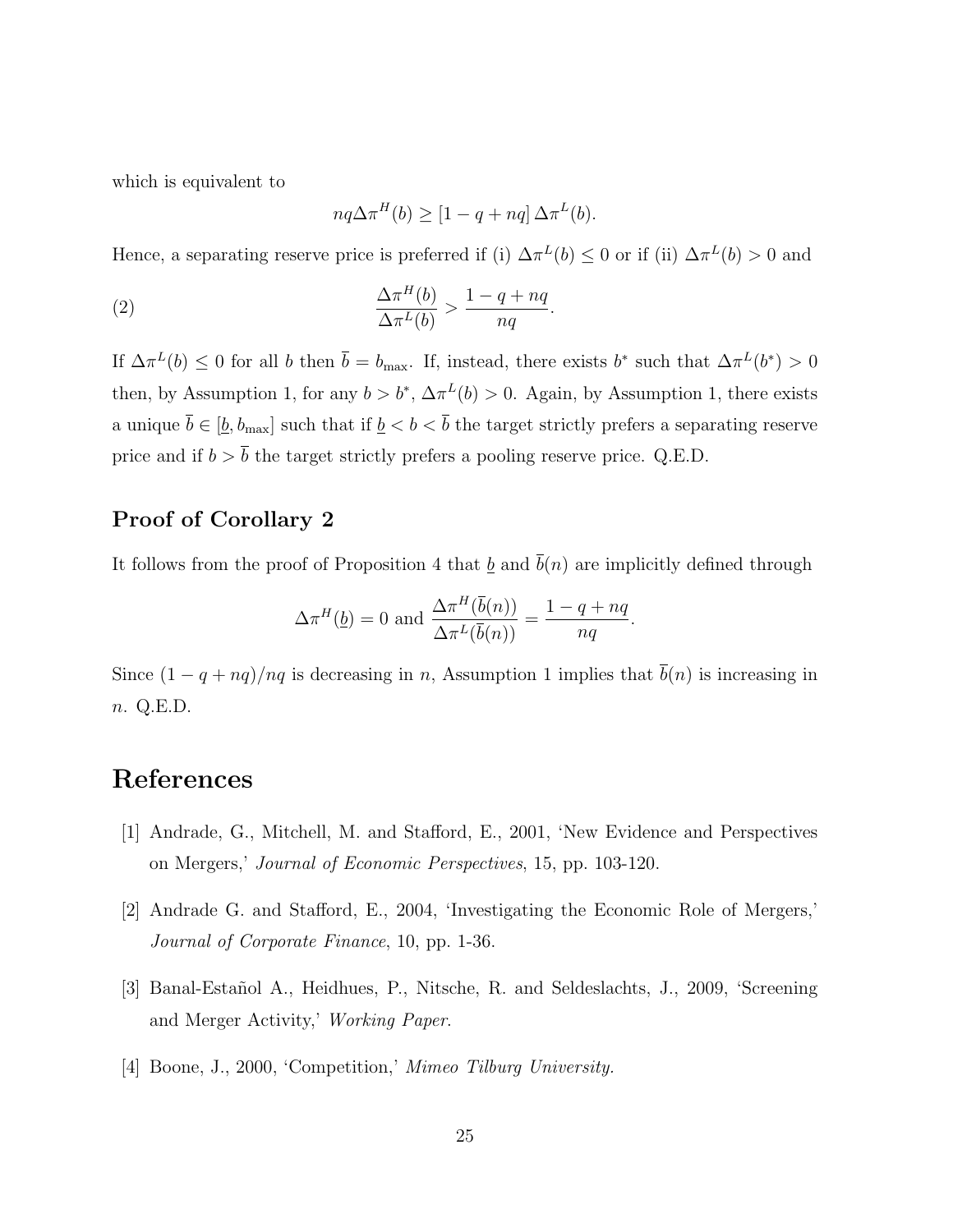which is equivalent to

$$nq\Delta\pi^H(b) \geq [1 - q + nq]\,\Delta\pi^L(b).$$

Hence, a separating reserve price is preferred if (i) $\Delta\pi^L(b) \leq 0$ or if (ii) $\Delta\pi^L(b) > 0$ and

$$\frac{\Delta\pi^H(b)}{\Delta\pi^L(b)} > \frac{1 - q + nq}{nq}. \tag{2}$$

If $\Delta\pi^L(b) \leq 0$ for all $b$ then $\overline{b} = b_{\max}$. If, instead, there exists $b^*$ such that $\Delta\pi^L(b^*) > 0$ then, by Assumption 1, for any $b > b^*$, $\Delta\pi^L(b) > 0$. Again, by Assumption 1, there exists a unique $\overline{b} \in [\underline{b}, b_{\max}]$ such that if $\underline{b} < b < \overline{b}$ the target strictly prefers a separating reserve price and if $b > \overline{b}$ the target strictly prefers a pooling reserve price. Q.E.D.

### Proof of Corollary 2

It follows from the proof of Proposition 4 that $\underline{b}$ and $\overline{b}(n)$ are implicitly defined through

$$\Delta\pi^H(\underline{b}) = 0 \text{ and } \frac{\Delta\pi^H(\overline{b}(n))}{\Delta\pi^L(\overline{b}(n))} = \frac{1 - q + nq}{nq}.$$

Since $(1 - q + nq)/nq$ is decreasing in $n$, Assumption 1 implies that $\overline{b}(n)$ is increasing in $n$. Q.E.D.

# References

[1] Andrade, G., Mitchell, M. and Stafford, E., 2001, 'New Evidence and Perspectives on Mergers,' *Journal of Economic Perspectives*, 15, pp. 103-120.

[2] Andrade G. and Stafford, E., 2004, 'Investigating the Economic Role of Mergers,' *Journal of Corporate Finance*, 10, pp. 1-36.

[3] Banal-Estañol A., Heidhues, P., Nitsche, R. and Seldeslachts, J., 2009, 'Screening and Merger Activity,' *Working Paper*.

[4] Boone, J., 2000, 'Competition,' *Mimeo Tilburg University*.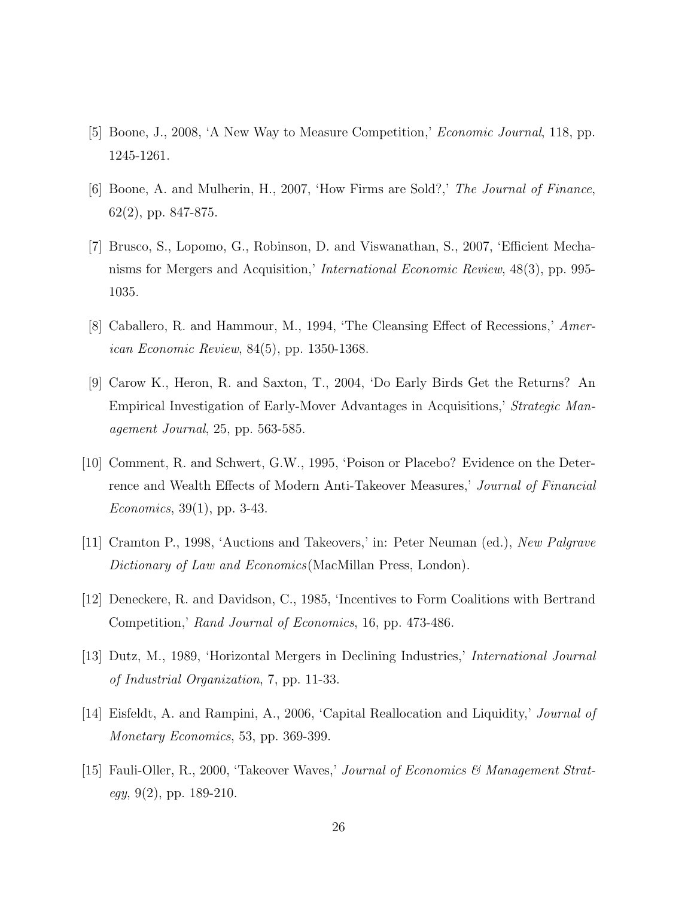[5] Boone, J., 2008, 'A New Way to Measure Competition,' *Economic Journal*, 118, pp. 1245-1261.

[6] Boone, A. and Mulherin, H., 2007, 'How Firms are Sold?,' *The Journal of Finance*, 62(2), pp. 847-875.

[7] Brusco, S., Lopomo, G., Robinson, D. and Viswanathan, S., 2007, 'Efficient Mechanisms for Mergers and Acquisition,' *International Economic Review*, 48(3), pp. 995-1035.

[8] Caballero, R. and Hammour, M., 1994, 'The Cleansing Effect of Recessions,' *American Economic Review*, 84(5), pp. 1350-1368.

[9] Carow K., Heron, R. and Saxton, T., 2004, 'Do Early Birds Get the Returns? An Empirical Investigation of Early-Mover Advantages in Acquisitions,' *Strategic Management Journal*, 25, pp. 563-585.

[10] Comment, R. and Schwert, G.W., 1995, 'Poison or Placebo? Evidence on the Deterrence and Wealth Effects of Modern Anti-Takeover Measures,' *Journal of Financial Economics*, 39(1), pp. 3-43.

[11] Cramton P., 1998, 'Auctions and Takeovers,' in: Peter Neuman (ed.), *New Palgrave Dictionary of Law and Economics*(MacMillan Press, London).

[12] Deneckere, R. and Davidson, C., 1985, 'Incentives to Form Coalitions with Bertrand Competition,' *Rand Journal of Economics*, 16, pp. 473-486.

[13] Dutz, M., 1989, 'Horizontal Mergers in Declining Industries,' *International Journal of Industrial Organization*, 7, pp. 11-33.

[14] Eisfeldt, A. and Rampini, A., 2006, 'Capital Reallocation and Liquidity,' *Journal of Monetary Economics*, 53, pp. 369-399.

[15] Fauli-Oller, R., 2000, 'Takeover Waves,' *Journal of Economics & Management Strategy*, 9(2), pp. 189-210.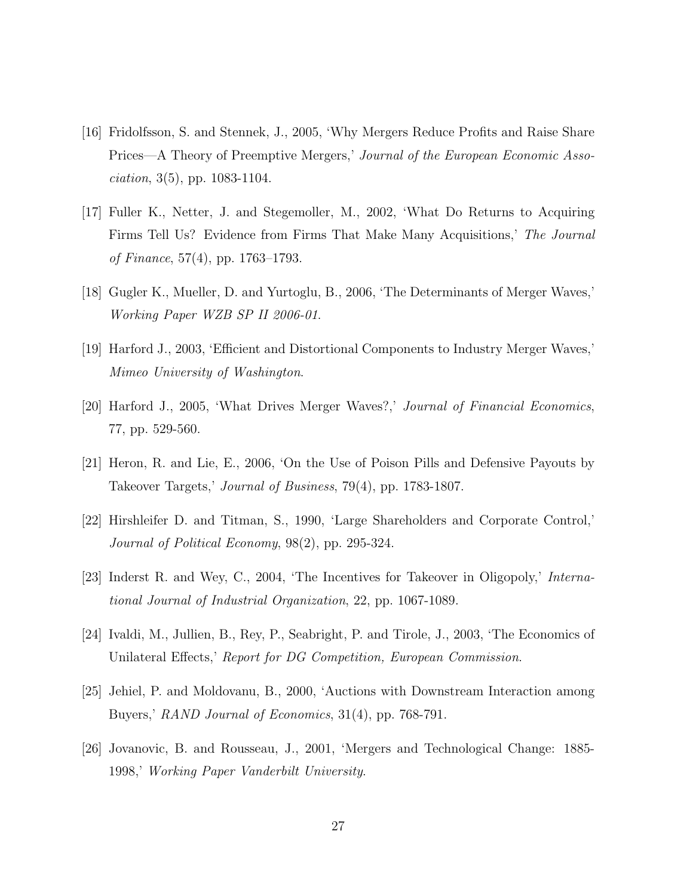[16] Fridolfsson, S. and Stennek, J., 2005, 'Why Mergers Reduce Profits and Raise Share Prices—A Theory of Preemptive Mergers,' *Journal of the European Economic Association*, 3(5), pp. 1083-1104.

[17] Fuller K., Netter, J. and Stegemoller, M., 2002, 'What Do Returns to Acquiring Firms Tell Us? Evidence from Firms That Make Many Acquisitions,' *The Journal of Finance*, 57(4), pp. 1763–1793.

[18] Gugler K., Mueller, D. and Yurtoglu, B., 2006, 'The Determinants of Merger Waves,' *Working Paper WZB SP II 2006-01*.

[19] Harford J., 2003, 'Efficient and Distortional Components to Industry Merger Waves,' *Mimeo University of Washington*.

[20] Harford J., 2005, 'What Drives Merger Waves?,' *Journal of Financial Economics*, 77, pp. 529-560.

[21] Heron, R. and Lie, E., 2006, 'On the Use of Poison Pills and Defensive Payouts by Takeover Targets,' *Journal of Business*, 79(4), pp. 1783-1807.

[22] Hirshleifer D. and Titman, S., 1990, 'Large Shareholders and Corporate Control,' *Journal of Political Economy*, 98(2), pp. 295-324.

[23] Inderst R. and Wey, C., 2004, 'The Incentives for Takeover in Oligopoly,' *International Journal of Industrial Organization*, 22, pp. 1067-1089.

[24] Ivaldi, M., Jullien, B., Rey, P., Seabright, P. and Tirole, J., 2003, 'The Economics of Unilateral Effects,' *Report for DG Competition, European Commission*.

[25] Jehiel, P. and Moldovanu, B., 2000, 'Auctions with Downstream Interaction among Buyers,' *RAND Journal of Economics*, 31(4), pp. 768-791.

[26] Jovanovic, B. and Rousseau, J., 2001, 'Mergers and Technological Change: 1885-1998,' *Working Paper Vanderbilt University*.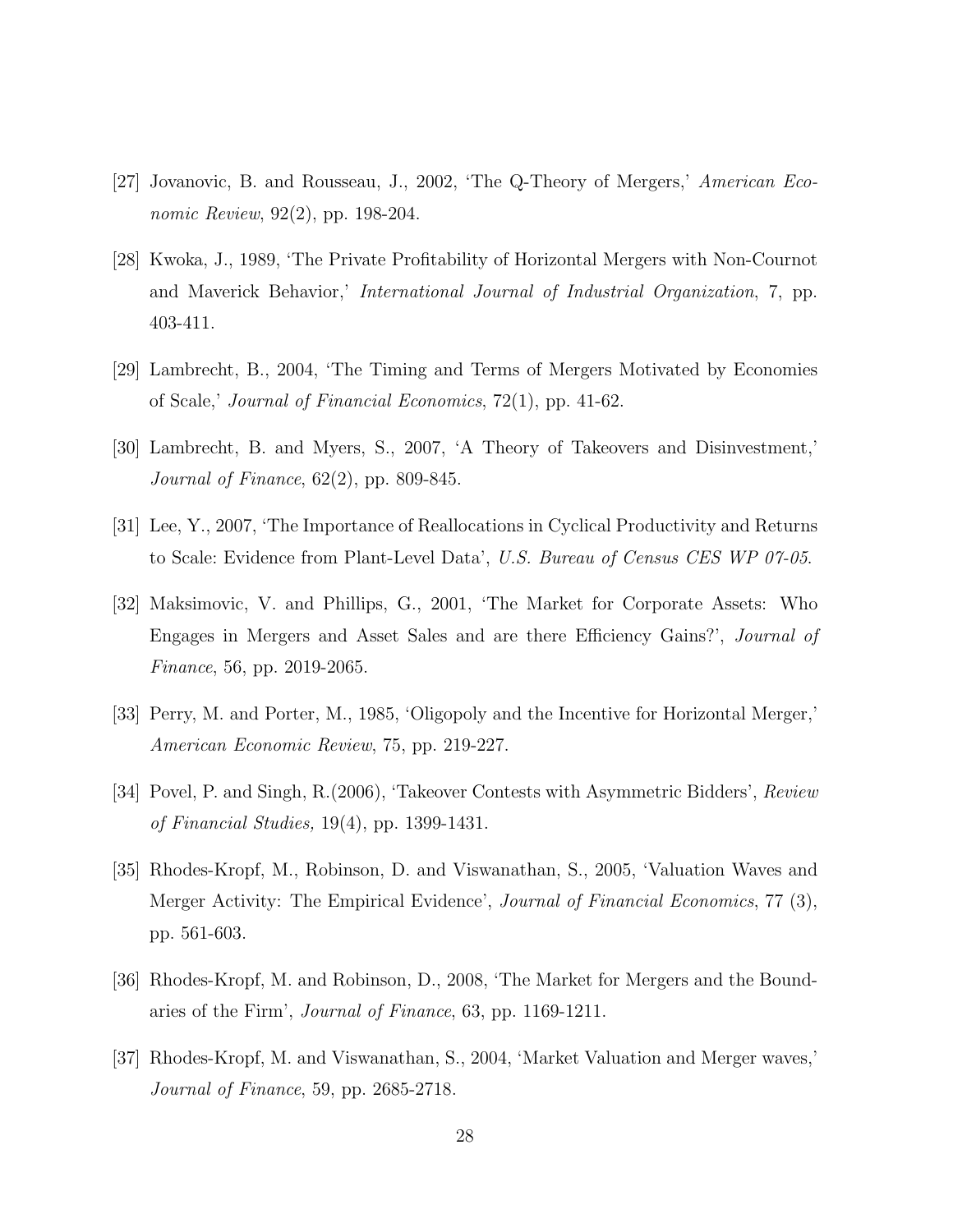[27] Jovanovic, B. and Rousseau, J., 2002, 'The Q-Theory of Mergers,' *American Economic Review*, 92(2), pp. 198-204.

[28] Kwoka, J., 1989, 'The Private Profitability of Horizontal Mergers with Non-Cournot and Maverick Behavior,' *International Journal of Industrial Organization*, 7, pp. 403-411.

[29] Lambrecht, B., 2004, 'The Timing and Terms of Mergers Motivated by Economies of Scale,' *Journal of Financial Economics*, 72(1), pp. 41-62.

[30] Lambrecht, B. and Myers, S., 2007, 'A Theory of Takeovers and Disinvestment,' *Journal of Finance*, 62(2), pp. 809-845.

[31] Lee, Y., 2007, 'The Importance of Reallocations in Cyclical Productivity and Returns to Scale: Evidence from Plant-Level Data', *U.S. Bureau of Census CES WP 07-05.*

[32] Maksimovic, V. and Phillips, G., 2001, 'The Market for Corporate Assets: Who Engages in Mergers and Asset Sales and are there Efficiency Gains?', *Journal of Finance*, 56, pp. 2019-2065.

[33] Perry, M. and Porter, M., 1985, 'Oligopoly and the Incentive for Horizontal Merger,' *American Economic Review*, 75, pp. 219-227.

[34] Povel, P. and Singh, R.(2006), 'Takeover Contests with Asymmetric Bidders', *Review of Financial Studies,* 19(4), pp. 1399-1431.

[35] Rhodes-Kropf, M., Robinson, D. and Viswanathan, S., 2005, 'Valuation Waves and Merger Activity: The Empirical Evidence', *Journal of Financial Economics*, 77 (3), pp. 561-603.

[36] Rhodes-Kropf, M. and Robinson, D., 2008, 'The Market for Mergers and the Boundaries of the Firm', *Journal of Finance*, 63, pp. 1169-1211.

[37] Rhodes-Kropf, M. and Viswanathan, S., 2004, 'Market Valuation and Merger waves,' *Journal of Finance*, 59, pp. 2685-2718.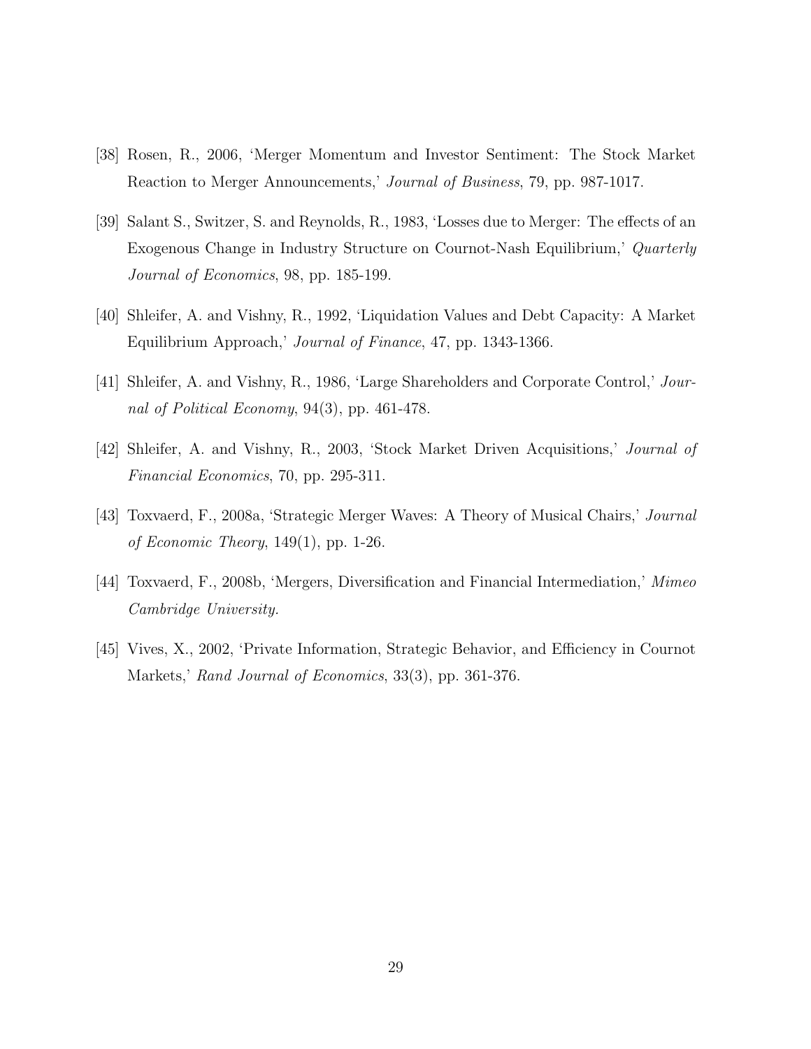[38] Rosen, R., 2006, 'Merger Momentum and Investor Sentiment: The Stock Market Reaction to Merger Announcements,' *Journal of Business*, 79, pp. 987-1017.

[39] Salant S., Switzer, S. and Reynolds, R., 1983, 'Losses due to Merger: The effects of an Exogenous Change in Industry Structure on Cournot-Nash Equilibrium,' *Quarterly Journal of Economics*, 98, pp. 185-199.

[40] Shleifer, A. and Vishny, R., 1992, 'Liquidation Values and Debt Capacity: A Market Equilibrium Approach,' *Journal of Finance*, 47, pp. 1343-1366.

[41] Shleifer, A. and Vishny, R., 1986, 'Large Shareholders and Corporate Control,' *Journal of Political Economy*, 94(3), pp. 461-478.

[42] Shleifer, A. and Vishny, R., 2003, 'Stock Market Driven Acquisitions,' *Journal of Financial Economics*, 70, pp. 295-311.

[43] Toxvaerd, F., 2008a, 'Strategic Merger Waves: A Theory of Musical Chairs,' *Journal of Economic Theory*, 149(1), pp. 1-26.

[44] Toxvaerd, F., 2008b, 'Mergers, Diversification and Financial Intermediation,' *Mimeo Cambridge University.*

[45] Vives, X., 2002, 'Private Information, Strategic Behavior, and Efficiency in Cournot Markets,' *Rand Journal of Economics*, 33(3), pp. 361-376.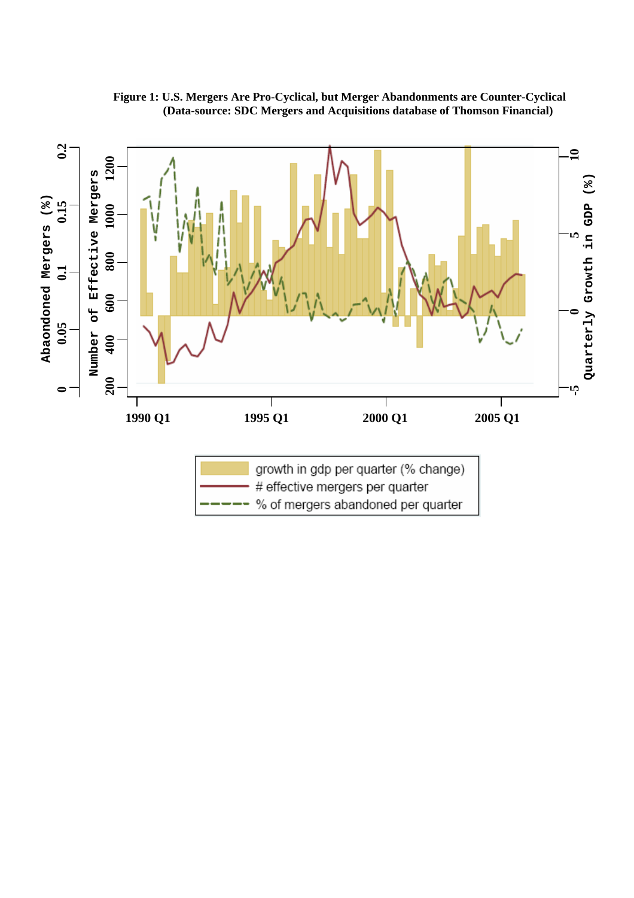**Figure 1: U.S. Mergers Are Pro-Cyclical, but Merger Abandonments are Counter-Cyclical (Data-source: SDC Mergers and Acquisitions database of Thomson Financial)**

Abaondoned Mergers (%)

0.2
0.15
0.1
0.05
0

Number of Effective Mergers

1200
1000
800
600
400
200

Quarterly Growth in GDP (%)

10
5
0
-5

1990 Q1
1995 Q1
2000 Q1
2005 Q1

growth in gdp per quarter (% change)
# effective mergers per quarter
% of mergers abandoned per quarter